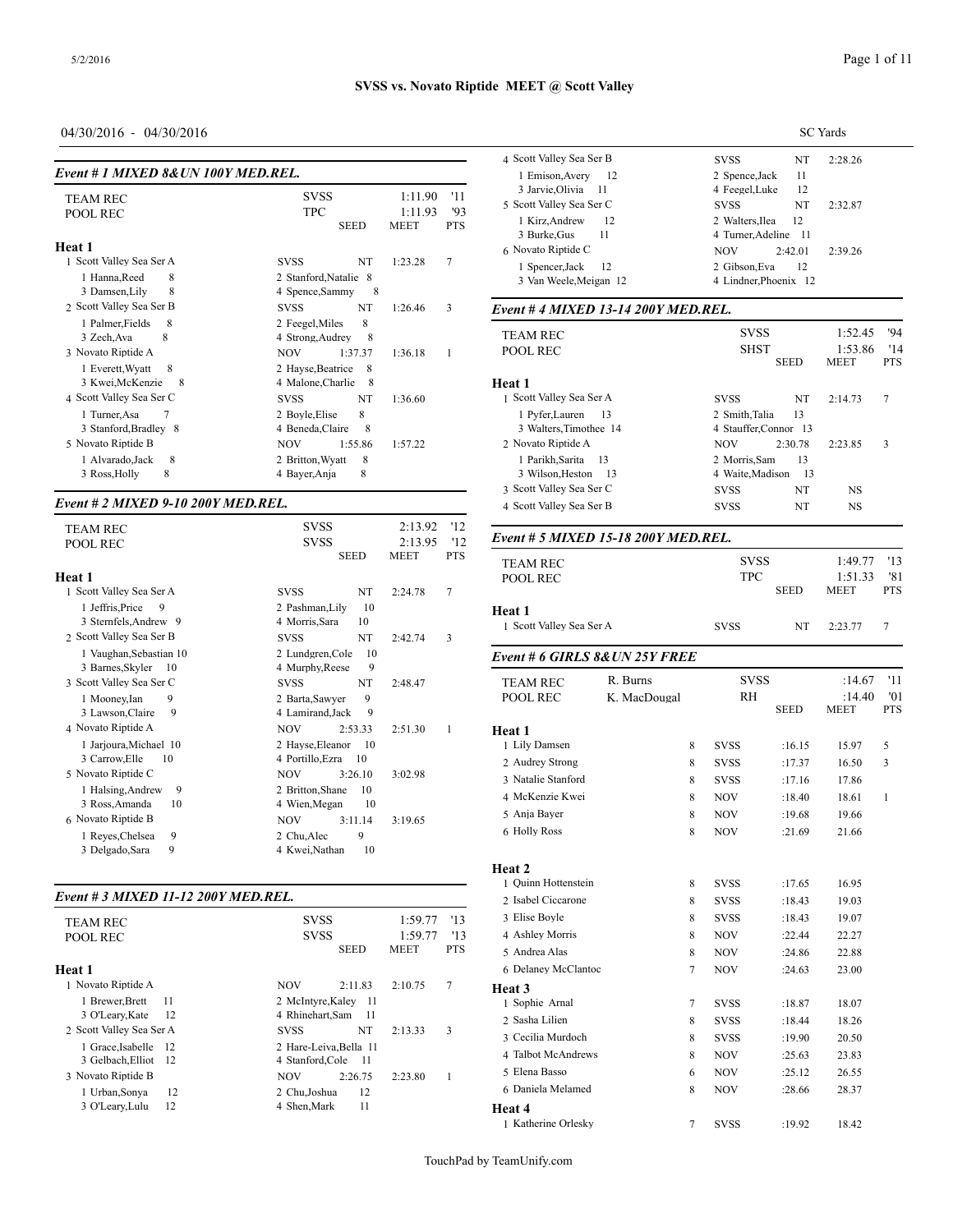**SVSS vs. Novato Riptide MEET @ Scott Valley**

04/30/2016 - 04/30/2016

SC Yards

### Event # 1 MIXED 8&UN 100Y MED.REL.

| | | | | |
|---|---|---|---|---|
| TEAM REC | SVSS | | 1:11.90 | '11 |
| POOL REC | TPC | | 1:11.93 | '93 |
| | | SEED | MEET | PTS |

**Heat 1**

| Team | | Seed | Meet | Pts |
|---|---|---|---|---|
| 1 Scott Valley Sea Ser A | SVSS | NT | 1:23.28 | 7 |
| 1 Hanna,Reed 8; 2 Stanford,Natalie 8; 3 Damsen,Lily 8; 4 Spence,Sammy 8 | | | | |
| 2 Scott Valley Sea Ser B | SVSS | NT | 1:26.46 | 3 |
| 1 Palmer,Fields 8; 2 Feegel,Miles 8; 3 Zech,Ava 8; 4 Strong,Audrey 8 | | | | |
| 3 Novato Riptide A | NOV | 1:37.37 | 1:36.18 | 1 |
| 1 Everett,Wyatt 8; 2 Hayse,Beatrice 8; 3 Kwei,McKenzie 8; 4 Malone,Charlie 8 | | | | |
| 4 Scott Valley Sea Ser C | SVSS | NT | 1:36.60 | |
| 1 Turner,Asa 7; 2 Boyle,Elise 8; 3 Stanford,Bradley 8; 4 Beneda,Claire 8 | | | | |
| 5 Novato Riptide B | NOV | 1:55.86 | 1:57.22 | |
| 1 Alvarado,Jack 8; 2 Britton,Wyatt 8; 3 Ross,Holly 8; 4 Bayer,Anja 8 | | | | |

### Event # 2 MIXED 9-10 200Y MED.REL.

| | | | | |
|---|---|---|---|---|
| TEAM REC | SVSS | | 2:13.92 | '12 |
| POOL REC | SVSS | | 2:13.95 | '12 |
| | | SEED | MEET | PTS |

**Heat 1**

| Team | | Seed | Meet | Pts |
|---|---|---|---|---|
| 1 Scott Valley Sea Ser A | SVSS | NT | 2:24.78 | 7 |
| 1 Jeffris,Price 9; 2 Pashman,Lily 10; 3 Sternfels,Andrew 9; 4 Morris,Sara 10 | | | | |
| 2 Scott Valley Sea Ser B | SVSS | NT | 2:42.74 | 3 |
| 1 Vaughan,Sebastian 10; 2 Lundgren,Cole 10; 3 Barnes,Skyler 10; 4 Murphy,Reese 9 | | | | |
| 3 Scott Valley Sea Ser C | SVSS | NT | 2:48.47 | |
| 1 Mooney,Ian 9; 2 Barta,Sawyer 9; 3 Lawson,Claire 9; 4 Lamirand,Jack 9 | | | | |
| 4 Novato Riptide A | NOV | 2:53.33 | 2:51.30 | 1 |
| 1 Jarjoura,Michael 10; 2 Hayse,Eleanor 10; 3 Carrow,Elle 10; 4 Portillo,Ezra 10 | | | | |
| 5 Novato Riptide C | NOV | 3:26.10 | 3:02.98 | |
| 1 Halsing,Andrew 9; 2 Britton,Shane 10; 3 Ross,Amanda 10; 4 Wien,Megan 10 | | | | |
| 6 Novato Riptide B | NOV | 3:11.14 | 3:19.65 | |
| 1 Reyes,Chelsea 9; 2 Chu,Alec 9; 3 Delgado,Sara 9; 4 Kwei,Nathan 10 | | | | |

### Event # 3 MIXED 11-12 200Y MED.REL.

| | | | | |
|---|---|---|---|---|
| TEAM REC | SVSS | | 1:59.77 | '13 |
| POOL REC | SVSS | | 1:59.77 | '13 |
| | | SEED | MEET | PTS |

**Heat 1**

| Team | | Seed | Meet | Pts |
|---|---|---|---|---|
| 1 Novato Riptide A | NOV | 2:11.83 | 2:10.75 | 7 |
| 1 Brewer,Brett 11; 2 McIntyre,Kaley 11; 3 O'Leary,Kate 12; 4 Rhinehart,Sam 11 | | | | |
| 2 Scott Valley Sea Ser A | SVSS | NT | 2:13.33 | 3 |
| 1 Grace,Isabelle 12; 2 Hare-Leiva,Bella 11; 3 Gelbach,Elliot 12; 4 Stanford,Cole 11 | | | | |
| 3 Novato Riptide B | NOV | 2:26.75 | 2:23.80 | 1 |
| 1 Urban,Sonya 12; 2 Chu,Joshua 12; 3 O'Leary,Lulu 12; 4 Shen,Mark 11 | | | | |
| 4 Scott Valley Sea Ser B | SVSS | NT | 2:28.26 | |
| 1 Emison,Avery 12; 2 Spence,Jack 11; 3 Jarvie,Olivia 11; 4 Feegel,Luke 12 | | | | |
| 5 Scott Valley Sea Ser C | SVSS | NT | 2:32.87 | |
| 1 Kirz,Andrew 12; 2 Walters,Ilea 12; 3 Burke,Gus 11; 4 Turner,Adeline 11 | | | | |
| 6 Novato Riptide C | NOV | 2:42.01 | 2:39.26 | |
| 1 Spencer,Jack 12; 2 Gibson,Eva 12; 3 Van Weele,Meigan 12; 4 Lindner,Phoenix 12 | | | | |

### Event # 4 MIXED 13-14 200Y MED.REL.

| | | | | |
|---|---|---|---|---|
| TEAM REC | SVSS | | 1:52.45 | '94 |
| POOL REC | SHST | | 1:53.86 | '14 |
| | | SEED | MEET | PTS |

**Heat 1**

| Team | | Seed | Meet | Pts |
|---|---|---|---|---|
| 1 Scott Valley Sea Ser A | SVSS | NT | 2:14.73 | 7 |
| 1 Pyfer,Lauren 13; 2 Smith,Talia 13; 3 Walters,Timothee 14; 4 Stauffer,Connor 13 | | | | |
| 2 Novato Riptide A | NOV | 2:30.78 | 2:23.85 | 3 |
| 1 Parikh,Sarita 13; 2 Morris,Sam 13; 3 Wilson,Heston 13; 4 Waite,Madison 13 | | | | |
| 3 Scott Valley Sea Ser C | SVSS | NT | NS | |
| 4 Scott Valley Sea Ser B | SVSS | NT | NS | |

### Event # 5 MIXED 15-18 200Y MED.REL.

| | | | | |
|---|---|---|---|---|
| TEAM REC | SVSS | | 1:49.77 | '13 |
| POOL REC | TPC | | 1:51.33 | '81 |
| | | SEED | MEET | PTS |

**Heat 1**

| Team | | Seed | Meet | Pts |
|---|---|---|---|---|
| 1 Scott Valley Sea Ser A | SVSS | NT | 2:23.77 | 7 |

### Event # 6 GIRLS 8&UN 25Y FREE

| | | | | | | |
|---|---|---|---|---|---|---|
| TEAM REC | R. Burns | | SVSS | | :14.67 | '11 |
| POOL REC | K. MacDougal | | RH | | :14.40 | '01 |
| | | | | SEED | MEET | PTS |

**Heat 1**

| Name | Age | Team | Seed | Meet | Pts |
|---|---|---|---|---|---|
| 1 Lily Damsen | 8 | SVSS | :16.15 | 15.97 | 5 |
| 2 Audrey Strong | 8 | SVSS | :17.37 | 16.50 | 3 |
| 3 Natalie Stanford | 8 | SVSS | :17.16 | 17.86 | |
| 4 McKenzie Kwei | 8 | NOV | :18.40 | 18.61 | 1 |
| 5 Anja Bayer | 8 | NOV | :19.68 | 19.66 | |
| 6 Holly Ross | 8 | NOV | :21.69 | 21.66 | |

**Heat 2**

| Name | Age | Team | Seed | Meet | Pts |
|---|---|---|---|---|---|
| 1 Quinn Hottenstein | 8 | SVSS | :17.65 | 16.95 | |
| 2 Isabel Ciccarone | 8 | SVSS | :18.43 | 19.03 | |
| 3 Elise Boyle | 8 | SVSS | :18.43 | 19.07 | |
| 4 Ashley Morris | 8 | NOV | :22.44 | 22.27 | |
| 5 Andrea Alas | 8 | NOV | :24.86 | 22.88 | |
| 6 Delaney McClantoc | 7 | NOV | :24.63 | 23.00 | |

**Heat 3**

| Name | Age | Team | Seed | Meet | Pts |
|---|---|---|---|---|---|
| 1 Sophie Arnal | 7 | SVSS | :18.87 | 18.07 | |
| 2 Sasha Lilien | 8 | SVSS | :18.44 | 18.26 | |
| 3 Cecilia Murdoch | 8 | SVSS | :19.90 | 20.50 | |
| 4 Talbot McAndrews | 8 | NOV | :25.63 | 23.83 | |
| 5 Elena Basso | 6 | NOV | :25.12 | 26.55 | |
| 6 Daniela Melamed | 8 | NOV | :28.66 | 28.37 | |

**Heat 4**

| Name | Age | Team | Seed | Meet | Pts |
|---|---|---|---|---|---|
| 1 Katherine Orlesky | 7 | SVSS | :19.92 | 18.42 | |

TouchPad by TeamUnify.com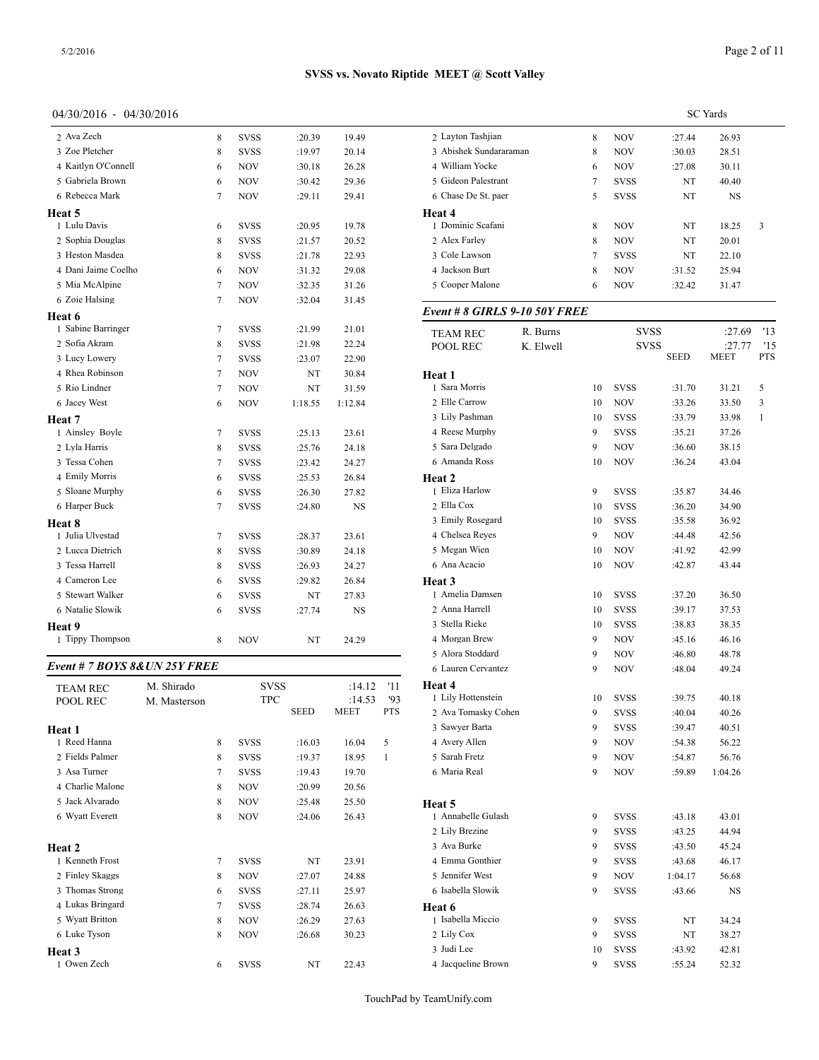**SVSS vs. Novato Riptide MEET @ Scott Valley**

04/30/2016 - 04/30/2016 SC Yards

| | Age | Team | Seed | Meet | Pts |
|---|---|---|---|---|---|
| 2 Ava Zech | 8 | SVSS | :20.39 | 19.49 | |
| 3 Zoe Pletcher | 8 | SVSS | :19.97 | 20.14 | |
| 4 Kaitlyn O'Connell | 6 | NOV | :30.18 | 26.28 | |
| 5 Gabriela Brown | 6 | NOV | :30.42 | 29.36 | |
| 6 Rebecca Mark | 7 | NOV | :29.11 | 29.41 | |
| **Heat 5** | | | | | |
| 1 Lulu Davis | 6 | SVSS | :20.95 | 19.78 | |
| 2 Sophia Douglas | 8 | SVSS | :21.57 | 20.52 | |
| 3 Heston Masdea | 8 | SVSS | :21.78 | 22.93 | |
| 4 Dani Jaime Coelho | 6 | NOV | :31.32 | 29.08 | |
| 5 Mia McAlpine | 7 | NOV | :32.35 | 31.26 | |
| 6 Zoie Halsing | 7 | NOV | :32.04 | 31.45 | |
| **Heat 6** | | | | | |
| 1 Sabine Barringer | 7 | SVSS | :21.99 | 21.01 | |
| 2 Sofia Akram | 8 | SVSS | :21.98 | 22.24 | |
| 3 Lucy Lowery | 7 | SVSS | :23.07 | 22.90 | |
| 4 Rhea Robinson | 7 | NOV | NT | 30.84 | |
| 5 Rio Lindner | 7 | NOV | NT | 31.59 | |
| 6 Jacey West | 6 | NOV | 1:18.55 | 1:12.84 | |
| **Heat 7** | | | | | |
| 1 Ainsley Boyle | 7 | SVSS | :25.13 | 23.61 | |
| 2 Lyla Harris | 8 | SVSS | :25.76 | 24.18 | |
| 3 Tessa Cohen | 7 | SVSS | :23.42 | 24.27 | |
| 4 Emily Morris | 6 | SVSS | :25.53 | 26.84 | |
| 5 Sloane Murphy | 6 | SVSS | :26.30 | 27.82 | |
| 6 Harper Buck | 7 | SVSS | :24.80 | NS | |
| **Heat 8** | | | | | |
| 1 Julia Ulvestad | 7 | SVSS | :28.37 | 23.61 | |
| 2 Lucca Dietrich | 8 | SVSS | :30.89 | 24.18 | |
| 3 Tessa Harrell | 8 | SVSS | :26.93 | 24.27 | |
| 4 Cameron Lee | 6 | SVSS | :29.82 | 26.84 | |
| 5 Stewart Walker | 6 | SVSS | NT | 27.83 | |
| 6 Natalie Slowik | 6 | SVSS | :27.74 | NS | |
| **Heat 9** | | | | | |
| 1 Tippy Thompson | 8 | NOV | NT | 24.29 | |

### Event # 7 BOYS 8&UN 25Y FREE

| | | | | |
|---|---|---|---|---|
| TEAM REC | M. Shirado | SVSS | :14.12 | '11 |
| POOL REC | M. Masterson | TPC | :14.53 | '93 |

| | Age | Team | Seed | Meet | Pts |
|---|---|---|---|---|---|
| **Heat 1** | | | | | |
| 1 Reed Hanna | 8 | SVSS | :16.03 | 16.04 | 5 |
| 2 Fields Palmer | 8 | SVSS | :19.37 | 18.95 | 1 |
| 3 Asa Turner | 7 | SVSS | :19.43 | 19.70 | |
| 4 Charlie Malone | 8 | NOV | :20.99 | 20.56 | |
| 5 Jack Alvarado | 8 | NOV | :25.48 | 25.50 | |
| 6 Wyatt Everett | 8 | NOV | :24.06 | 26.43 | |
| **Heat 2** | | | | | |
| 1 Kenneth Frost | 7 | SVSS | NT | 23.91 | |
| 2 Finley Skaggs | 8 | NOV | :27.07 | 24.88 | |
| 3 Thomas Strong | 6 | SVSS | :27.11 | 25.97 | |
| 4 Lukas Bringard | 7 | SVSS | :28.74 | 26.63 | |
| 5 Wyatt Britton | 8 | NOV | :26.29 | 27.63 | |
| 6 Luke Tyson | 8 | NOV | :26.68 | 30.23 | |
| **Heat 3** | | | | | |
| 1 Owen Zech | 6 | SVSS | NT | 22.43 | |
| 2 Layton Tashjian | 8 | NOV | :27.44 | 26.93 | |
| 3 Abishek Sundararaman | 8 | NOV | :30.03 | 28.51 | |
| 4 William Yocke | 6 | NOV | :27.08 | 30.11 | |
| 5 Gideon Palestrant | 7 | SVSS | NT | 40.40 | |
| 6 Chase De St. paer | 5 | SVSS | NT | NS | |
| **Heat 4** | | | | | |
| 1 Dominic Scafani | 8 | NOV | NT | 18.25 | 3 |
| 2 Alex Farley | 8 | NOV | NT | 20.01 | |
| 3 Cole Lawson | 7 | SVSS | NT | 22.10 | |
| 4 Jackson Burt | 8 | NOV | :31.52 | 25.94 | |
| 5 Cooper Malone | 6 | NOV | :32.42 | 31.47 | |

### Event # 8 GIRLS 9-10 50Y FREE

| | | | | |
|---|---|---|---|---|
| TEAM REC | R. Burns | SVSS | :27.69 | '13 |
| POOL REC | K. Elwell | SVSS | :27.77 | '15 |

| | Age | Team | Seed | Meet | Pts |
|---|---|---|---|---|---|
| **Heat 1** | | | | | |
| 1 Sara Morris | 10 | SVSS | :31.70 | 31.21 | 5 |
| 2 Elle Carrow | 10 | NOV | :33.26 | 33.50 | 3 |
| 3 Lily Pashman | 10 | SVSS | :33.79 | 33.98 | 1 |
| 4 Reese Murphy | 9 | SVSS | :35.21 | 37.26 | |
| 5 Sara Delgado | 9 | NOV | :36.60 | 38.15 | |
| 6 Amanda Ross | 10 | NOV | :36.24 | 43.04 | |
| **Heat 2** | | | | | |
| 1 Eliza Harlow | 9 | SVSS | :35.87 | 34.46 | |
| 2 Ella Cox | 10 | SVSS | :36.20 | 34.90 | |
| 3 Emily Rosegard | 10 | SVSS | :35.58 | 36.92 | |
| 4 Chelsea Reyes | 9 | NOV | :44.48 | 42.56 | |
| 5 Megan Wien | 10 | NOV | :41.92 | 42.99 | |
| 6 Ana Acacio | 10 | NOV | :42.87 | 43.44 | |
| **Heat 3** | | | | | |
| 1 Amelia Damsen | 10 | SVSS | :37.20 | 36.50 | |
| 2 Anna Harrell | 10 | SVSS | :39.17 | 37.53 | |
| 3 Stella Rieke | 10 | SVSS | :38.83 | 38.35 | |
| 4 Morgan Brew | 9 | NOV | :45.16 | 46.16 | |
| 5 Alora Stoddard | 9 | NOV | :46.80 | 48.78 | |
| 6 Lauren Cervantez | 9 | NOV | :48.04 | 49.24 | |
| **Heat 4** | | | | | |
| 1 Lily Hottenstein | 10 | SVSS | :39.75 | 40.18 | |
| 2 Ava Tomasky Cohen | 9 | SVSS | :40.04 | 40.26 | |
| 3 Sawyer Barta | 9 | SVSS | :39.47 | 40.51 | |
| 4 Avery Allen | 9 | NOV | :54.38 | 56.22 | |
| 5 Sarah Fretz | 9 | NOV | :54.87 | 56.76 | |
| 6 Maria Real | 9 | NOV | :59.89 | 1:04.26 | |
| **Heat 5** | | | | | |
| 1 Annabelle Gulash | 9 | SVSS | :43.18 | 43.01 | |
| 2 Lily Brezine | 9 | SVSS | :43.25 | 44.94 | |
| 3 Ava Burke | 9 | SVSS | :43.50 | 45.24 | |
| 4 Emma Gonthier | 9 | SVSS | :43.68 | 46.17 | |
| 5 Jennifer West | 9 | NOV | 1:04.17 | 56.68 | |
| 6 Isabella Slowik | 9 | SVSS | :43.66 | NS | |
| **Heat 6** | | | | | |
| 1 Isabella Miccio | 9 | SVSS | NT | 34.24 | |
| 2 Lily Cox | 9 | SVSS | NT | 38.27 | |
| 3 Judi Lee | 10 | SVSS | :43.92 | 42.81 | |
| 4 Jacqueline Brown | 9 | SVSS | :55.24 | 52.32 | |

TouchPad by TeamUnify.com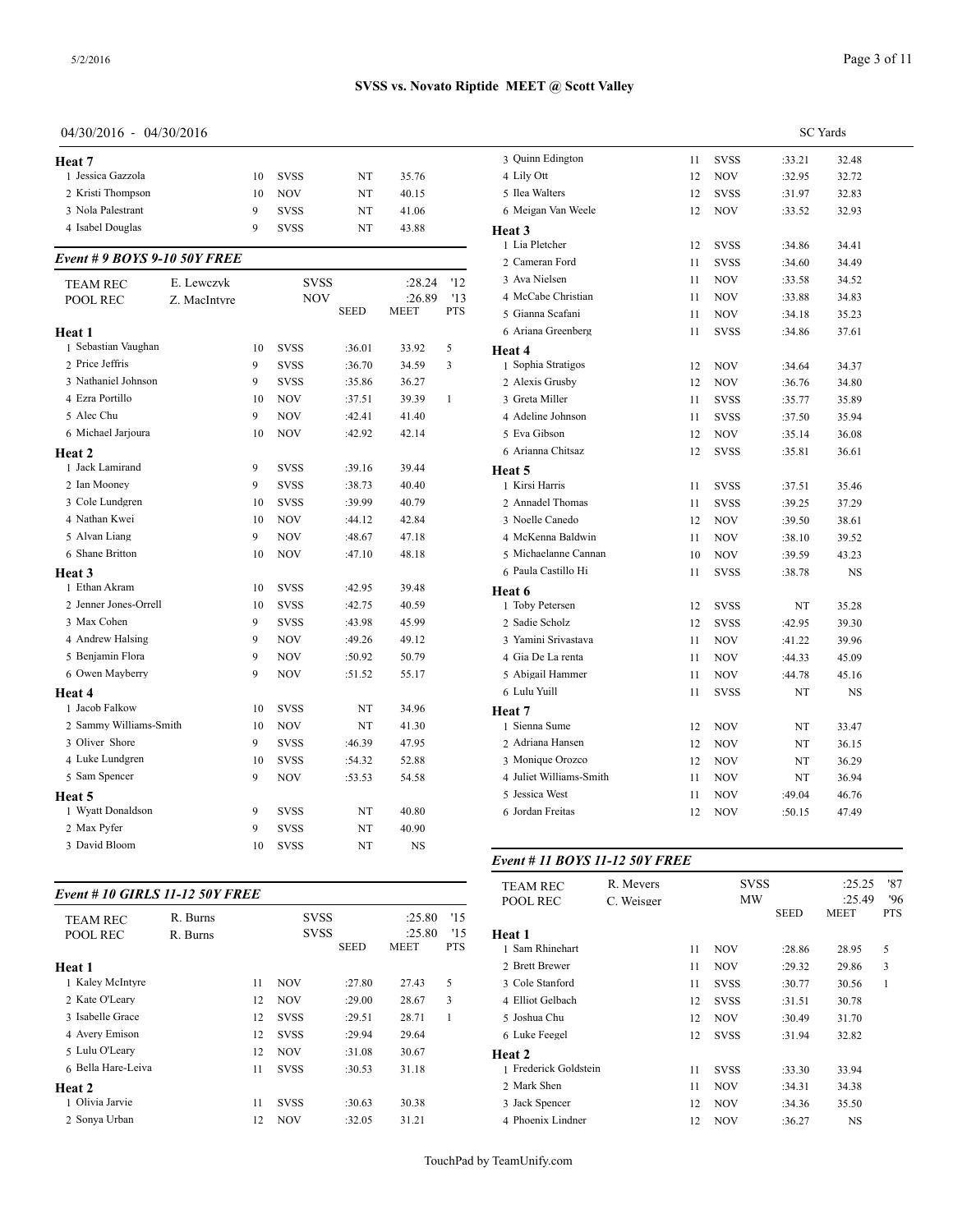**SVSS vs. Novato Riptide MEET @ Scott Valley**

04/30/2016 - 04/30/2016 SC Yards

**Heat 7**

| | Name | Age | Team | Seed | Time | Pts |
|---|---|---|---|---|---|---|
| 1 | Jessica Gazzola | 10 | SVSS | NT | 35.76 | |
| 2 | Kristi Thompson | 10 | NOV | NT | 40.15 | |
| 3 | Nola Palestrant | 9 | SVSS | NT | 41.06 | |
| 4 | Isabel Douglas | 9 | SVSS | NT | 43.88 | |

### *Event # 9 BOYS 9-10 50Y FREE*

| | | | | |
|---|---|---|---|---|
| TEAM REC | E. Lewczyk | SVSS | :28.24 | '12 |
| POOL REC | Z. MacIntyre | NOV | :26.89 | '13 |

| | Name | Age | Team | SEED | MEET | PTS |
|---|---|---|---|---|---|---|
| **Heat 1** | | | | | | |
| 1 | Sebastian Vaughan | 10 | SVSS | :36.01 | 33.92 | 5 |
| 2 | Price Jeffris | 9 | SVSS | :36.70 | 34.59 | 3 |
| 3 | Nathaniel Johnson | 9 | SVSS | :35.86 | 36.27 | |
| 4 | Ezra Portillo | 10 | NOV | :37.51 | 39.39 | 1 |
| 5 | Alec Chu | 9 | NOV | :42.41 | 41.40 | |
| 6 | Michael Jarjoura | 10 | NOV | :42.92 | 42.14 | |
| **Heat 2** | | | | | | |
| 1 | Jack Lamirand | 9 | SVSS | :39.16 | 39.44 | |
| 2 | Ian Mooney | 9 | SVSS | :38.73 | 40.40 | |
| 3 | Cole Lundgren | 10 | SVSS | :39.99 | 40.79 | |
| 4 | Nathan Kwei | 10 | NOV | :44.12 | 42.84 | |
| 5 | Alvan Liang | 9 | NOV | :48.67 | 47.18 | |
| 6 | Shane Britton | 10 | NOV | :47.10 | 48.18 | |
| **Heat 3** | | | | | | |
| 1 | Ethan Akram | 10 | SVSS | :42.95 | 39.48 | |
| 2 | Jenner Jones-Orrell | 10 | SVSS | :42.75 | 40.59 | |
| 3 | Max Cohen | 9 | SVSS | :43.98 | 45.99 | |
| 4 | Andrew Halsing | 9 | NOV | :49.26 | 49.12 | |
| 5 | Benjamin Flora | 9 | NOV | :50.92 | 50.79 | |
| 6 | Owen Mayberry | 9 | NOV | :51.52 | 55.17 | |
| **Heat 4** | | | | | | |
| 1 | Jacob Falkow | 10 | SVSS | NT | 34.96 | |
| 2 | Sammy Williams-Smith | 10 | NOV | NT | 41.30 | |
| 3 | Oliver Shore | 9 | SVSS | :46.39 | 47.95 | |
| 4 | Luke Lundgren | 10 | SVSS | :54.32 | 52.88 | |
| 5 | Sam Spencer | 9 | NOV | :53.53 | 54.58 | |
| **Heat 5** | | | | | | |
| 1 | Wyatt Donaldson | 9 | SVSS | NT | 40.80 | |
| 2 | Max Pyfer | 9 | SVSS | NT | 40.90 | |
| 3 | David Bloom | 10 | SVSS | NT | NS | |

### *Event # 10 GIRLS 11-12 50Y FREE*

| | | | | |
|---|---|---|---|---|
| TEAM REC | R. Burns | SVSS | :25.80 | '15 |
| POOL REC | R. Burns | SVSS | :25.80 | '15 |

| | Name | Age | Team | SEED | MEET | PTS |
|---|---|---|---|---|---|---|
| **Heat 1** | | | | | | |
| 1 | Kaley McIntyre | 11 | NOV | :27.80 | 27.43 | 5 |
| 2 | Kate O'Leary | 12 | NOV | :29.00 | 28.67 | 3 |
| 3 | Isabelle Grace | 12 | SVSS | :29.51 | 28.71 | 1 |
| 4 | Avery Emison | 12 | SVSS | :29.94 | 29.64 | |
| 5 | Lulu O'Leary | 12 | NOV | :31.08 | 30.67 | |
| 6 | Bella Hare-Leiva | 11 | SVSS | :30.53 | 31.18 | |
| **Heat 2** | | | | | | |
| 1 | Olivia Jarvie | 11 | SVSS | :30.63 | 30.38 | |
| 2 | Sonya Urban | 12 | NOV | :32.05 | 31.21 | |
| 3 | Quinn Edington | 11 | SVSS | :33.21 | 32.48 | |
| 4 | Lily Ott | 12 | NOV | :32.95 | 32.72 | |
| 5 | Ilea Walters | 12 | SVSS | :31.97 | 32.83 | |
| 6 | Meigan Van Weele | 12 | NOV | :33.52 | 32.93 | |
| **Heat 3** | | | | | | |
| 1 | Lia Pletcher | 12 | SVSS | :34.86 | 34.41 | |
| 2 | Cameran Ford | 11 | SVSS | :34.60 | 34.49 | |
| 3 | Ava Nielsen | 11 | NOV | :33.58 | 34.52 | |
| 4 | McCabe Christian | 11 | NOV | :33.88 | 34.83 | |
| 5 | Gianna Scafani | 11 | NOV | :34.18 | 35.23 | |
| 6 | Ariana Greenberg | 11 | SVSS | :34.86 | 37.61 | |
| **Heat 4** | | | | | | |
| 1 | Sophia Stratigos | 12 | NOV | :34.64 | 34.37 | |
| 2 | Alexis Grusby | 12 | NOV | :36.76 | 34.80 | |
| 3 | Greta Miller | 11 | SVSS | :35.77 | 35.89 | |
| 4 | Adeline Johnson | 11 | SVSS | :37.50 | 35.94 | |
| 5 | Eva Gibson | 12 | NOV | :35.14 | 36.08 | |
| 6 | Arianna Chitsaz | 12 | SVSS | :35.81 | 36.61 | |
| **Heat 5** | | | | | | |
| 1 | Kirsi Harris | 11 | SVSS | :37.51 | 35.46 | |
| 2 | Annadel Thomas | 11 | SVSS | :39.25 | 37.29 | |
| 3 | Noelle Canedo | 12 | NOV | :39.50 | 38.61 | |
| 4 | McKenna Baldwin | 11 | NOV | :38.10 | 39.52 | |
| 5 | Michaelanne Cannan | 10 | NOV | :39.59 | 43.23 | |
| 6 | Paula Castillo Hi | 11 | SVSS | :38.78 | NS | |
| **Heat 6** | | | | | | |
| 1 | Toby Petersen | 12 | SVSS | NT | 35.28 | |
| 2 | Sadie Scholz | 12 | SVSS | :42.95 | 39.30 | |
| 3 | Yamini Srivastava | 11 | NOV | :41.22 | 39.96 | |
| 4 | Gia De La renta | 11 | NOV | :44.33 | 45.09 | |
| 5 | Abigail Hammer | 11 | NOV | :44.78 | 45.16 | |
| 6 | Lulu Yuill | 11 | SVSS | NT | NS | |
| **Heat 7** | | | | | | |
| 1 | Sienna Sume | 12 | NOV | NT | 33.47 | |
| 2 | Adriana Hansen | 12 | NOV | NT | 36.15 | |
| 3 | Monique Orozco | 12 | NOV | NT | 36.29 | |
| 4 | Juliet Williams-Smith | 11 | NOV | NT | 36.94 | |
| 5 | Jessica West | 11 | NOV | :49.04 | 46.76 | |
| 6 | Jordan Freitas | 12 | NOV | :50.15 | 47.49 | |

### *Event # 11 BOYS 11-12 50Y FREE*

| | | | | |
|---|---|---|---|---|
| TEAM REC | R. Meyers | SVSS | :25.25 | '87 |
| POOL REC | C. Weisger | MW | :25.49 | '96 |

| | Name | Age | Team | SEED | MEET | PTS |
|---|---|---|---|---|---|---|
| **Heat 1** | | | | | | |
| 1 | Sam Rhinehart | 11 | NOV | :28.86 | 28.95 | 5 |
| 2 | Brett Brewer | 11 | NOV | :29.32 | 29.86 | 3 |
| 3 | Cole Stanford | 11 | SVSS | :30.77 | 30.56 | 1 |
| 4 | Elliot Gelbach | 12 | SVSS | :31.51 | 30.78 | |
| 5 | Joshua Chu | 12 | NOV | :30.49 | 31.70 | |
| 6 | Luke Feegel | 12 | SVSS | :31.94 | 32.82 | |
| **Heat 2** | | | | | | |
| 1 | Frederick Goldstein | 11 | SVSS | :33.30 | 33.94 | |
| 2 | Mark Shen | 11 | NOV | :34.31 | 34.38 | |
| 3 | Jack Spencer | 12 | NOV | :34.36 | 35.50 | |
| 4 | Phoenix Lindner | 12 | NOV | :36.27 | NS | |

TouchPad by TeamUnify.com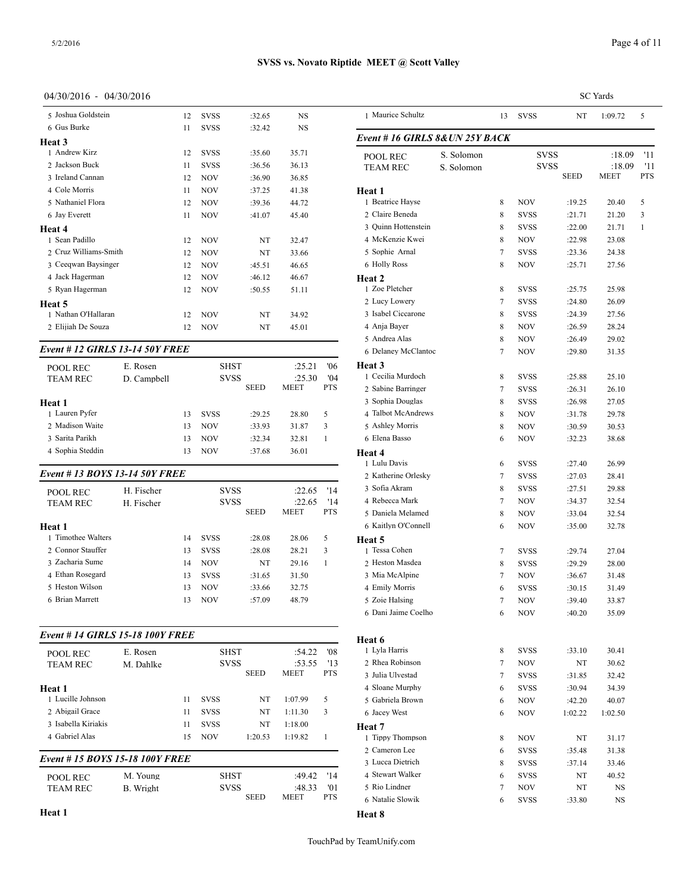# SVSS vs. Novato Riptide MEET @ Scott Valley

04/30/2016 - 04/30/2016 SC Yards

| | Name | Age | Team | Seed | Meet | Pts |
|---|---|---|---|---|---|---|
| 5 | Joshua Goldstein | 12 | SVSS | :32.65 | NS | |
| 6 | Gus Burke | 11 | SVSS | :32.42 | NS | |

**Heat 3**

| | Name | Age | Team | Seed | Meet | Pts |
|---|---|---|---|---|---|---|
| 1 | Andrew Kirz | 12 | SVSS | :35.60 | 35.71 | |
| 2 | Jackson Buck | 11 | SVSS | :36.56 | 36.13 | |
| 3 | Ireland Cannan | 12 | NOV | :36.90 | 36.85 | |
| 4 | Cole Morris | 11 | NOV | :37.25 | 41.38 | |
| 5 | Nathaniel Flora | 12 | NOV | :39.36 | 44.72 | |
| 6 | Jay Everett | 11 | NOV | :41.07 | 45.40 | |

**Heat 4**

| | Name | Age | Team | Seed | Meet | Pts |
|---|---|---|---|---|---|---|
| 1 | Sean Padillo | 12 | NOV | NT | 32.47 | |
| 2 | Cruz Williams-Smith | 12 | NOV | NT | 33.66 | |
| 3 | Ceeqwan Baysinger | 12 | NOV | :45.51 | 46.65 | |
| 4 | Jack Hagerman | 12 | NOV | :46.12 | 46.67 | |
| 5 | Ryan Hagerman | 12 | NOV | :50.55 | 51.11 | |

**Heat 5**

| | Name | Age | Team | Seed | Meet | Pts |
|---|---|---|---|---|---|---|
| 1 | Nathan O'Hallaran | 12 | NOV | NT | 34.92 | |
| 2 | Elijiah De Souza | 12 | NOV | NT | 45.01 | |

## *Event # 12 GIRLS 13-14 50Y FREE*

| | | | | |
|---|---|---|---|---|
| POOL REC | E. Rosen | SHST | :25.21 | '06 |
| TEAM REC | D. Campbell | SVSS | :25.30 | '04 |

**Heat 1**

| | Name | Age | Team | Seed | Meet | Pts |
|---|---|---|---|---|---|---|
| 1 | Lauren Pyfer | 13 | SVSS | :29.25 | 28.80 | 5 |
| 2 | Madison Waite | 13 | NOV | :33.93 | 31.87 | 3 |
| 3 | Sarita Parikh | 13 | NOV | :32.34 | 32.81 | 1 |
| 4 | Sophia Steddin | 13 | NOV | :37.68 | 36.01 | |

## *Event # 13 BOYS 13-14 50Y FREE*

| | | | | |
|---|---|---|---|---|
| POOL REC | H. Fischer | SVSS | :22.65 | '14 |
| TEAM REC | H. Fischer | SVSS | :22.65 | '14 |

**Heat 1**

| | Name | Age | Team | Seed | Meet | Pts |
|---|---|---|---|---|---|---|
| 1 | Timothee Walters | 14 | SVSS | :28.08 | 28.06 | 5 |
| 2 | Connor Stauffer | 13 | SVSS | :28.08 | 28.21 | 3 |
| 3 | Zacharia Sume | 14 | NOV | NT | 29.16 | 1 |
| 4 | Ethan Rosegard | 13 | SVSS | :31.65 | 31.50 | |
| 5 | Heston Wilson | 13 | NOV | :33.66 | 32.75 | |
| 6 | Brian Marrett | 13 | NOV | :57.09 | 48.79 | |

## *Event # 14 GIRLS 15-18 100Y FREE*

| | | | | |
|---|---|---|---|---|
| POOL REC | E. Rosen | SHST | :54.22 | '08 |
| TEAM REC | M. Dahlke | SVSS | :53.55 | '13 |

**Heat 1**

| | Name | Age | Team | Seed | Meet | Pts |
|---|---|---|---|---|---|---|
| 1 | Lucille Johnson | 11 | SVSS | NT | 1:07.99 | 5 |
| 2 | Abigail Grace | 11 | SVSS | NT | 1:11.30 | 3 |
| 3 | Isabella Kiriakis | 11 | SVSS | NT | 1:18.00 | |
| 4 | Gabriel Alas | 15 | NOV | 1:20.53 | 1:19.82 | 1 |

## *Event # 15 BOYS 15-18 100Y FREE*

| | | | | |
|---|---|---|---|---|
| POOL REC | M. Young | SHST | :49.42 | '14 |
| TEAM REC | B. Wright | SVSS | :48.33 | '01 |

**Heat 1**

| | Name | Age | Team | Seed | Meet | Pts |
|---|---|---|---|---|---|---|
| 1 | Maurice Schultz | 13 | SVSS | NT | 1:09.72 | 5 |

## *Event # 16 GIRLS 8&UN 25Y BACK*

| | | | | |
|---|---|---|---|---|
| POOL REC | S. Solomon | SVSS | :18.09 | '11 |
| TEAM REC | S. Solomon | SVSS | :18.09 | '11 |

**Heat 1**

| | Name | Age | Team | Seed | Meet | Pts |
|---|---|---|---|---|---|---|
| 1 | Beatrice Hayse | 8 | NOV | :19.25 | 20.40 | 5 |
| 2 | Claire Beneda | 8 | SVSS | :21.71 | 21.20 | 3 |
| 3 | Quinn Hottenstein | 8 | SVSS | :22.00 | 21.71 | 1 |
| 4 | McKenzie Kwei | 8 | NOV | :22.98 | 23.08 | |
| 5 | Sophie Arnal | 7 | SVSS | :23.36 | 24.38 | |
| 6 | Holly Ross | 8 | NOV | :25.71 | 27.56 | |

**Heat 2**

| | Name | Age | Team | Seed | Meet | Pts |
|---|---|---|---|---|---|---|
| 1 | Zoe Pletcher | 8 | SVSS | :25.75 | 25.98 | |
| 2 | Lucy Lowery | 7 | SVSS | :24.80 | 26.09 | |
| 3 | Isabel Ciccarone | 8 | SVSS | :24.39 | 27.56 | |
| 4 | Anja Bayer | 8 | NOV | :26.59 | 28.24 | |
| 5 | Andrea Alas | 8 | NOV | :26.49 | 29.02 | |
| 6 | Delaney McClantoc | 7 | NOV | :29.80 | 31.35 | |

**Heat 3**

| | Name | Age | Team | Seed | Meet | Pts |
|---|---|---|---|---|---|---|
| 1 | Cecilia Murdoch | 8 | SVSS | :25.88 | 25.10 | |
| 2 | Sabine Barringer | 7 | SVSS | :26.31 | 26.10 | |
| 3 | Sophia Douglas | 8 | SVSS | :26.98 | 27.05 | |
| 4 | Talbot McAndrews | 8 | NOV | :31.78 | 29.78 | |
| 5 | Ashley Morris | 8 | NOV | :30.59 | 30.53 | |
| 6 | Elena Basso | 6 | NOV | :32.23 | 38.68 | |

**Heat 4**

| | Name | Age | Team | Seed | Meet | Pts |
|---|---|---|---|---|---|---|
| 1 | Lulu Davis | 6 | SVSS | :27.40 | 26.99 | |
| 2 | Katherine Orlesky | 7 | SVSS | :27.03 | 28.41 | |
| 3 | Sofia Akram | 8 | SVSS | :27.51 | 29.88 | |
| 4 | Rebecca Mark | 7 | NOV | :34.37 | 32.54 | |
| 5 | Daniela Melamed | 8 | NOV | :33.04 | 32.54 | |
| 6 | Kaitlyn O'Connell | 6 | NOV | :35.00 | 32.78 | |

**Heat 5**

| | Name | Age | Team | Seed | Meet | Pts |
|---|---|---|---|---|---|---|
| 1 | Tessa Cohen | 7 | SVSS | :29.74 | 27.04 | |
| 2 | Heston Masdea | 8 | SVSS | :29.29 | 28.00 | |
| 3 | Mia McAlpine | 7 | NOV | :36.67 | 31.48 | |
| 4 | Emily Morris | 6 | SVSS | :30.15 | 31.49 | |
| 5 | Zoie Halsing | 7 | NOV | :39.40 | 33.87 | |
| 6 | Dani Jaime Coelho | 6 | NOV | :40.20 | 35.09 | |

**Heat 6**

| | Name | Age | Team | Seed | Meet | Pts |
|---|---|---|---|---|---|---|
| 1 | Lyla Harris | 8 | SVSS | :33.10 | 30.41 | |
| 2 | Rhea Robinson | 7 | NOV | NT | 30.62 | |
| 3 | Julia Ulvestad | 7 | SVSS | :31.85 | 32.42 | |
| 4 | Sloane Murphy | 6 | SVSS | :30.94 | 34.39 | |
| 5 | Gabriela Brown | 6 | NOV | :42.20 | 40.07 | |
| 6 | Jacey West | 6 | NOV | 1:02.22 | 1:02.50 | |

**Heat 7**

| | Name | Age | Team | Seed | Meet | Pts |
|---|---|---|---|---|---|---|
| 1 | Tippy Thompson | 8 | NOV | NT | 31.17 | |
| 2 | Cameron Lee | 6 | SVSS | :35.48 | 31.38 | |
| 3 | Lucca Dietrich | 8 | SVSS | :37.14 | 33.46 | |
| 4 | Stewart Walker | 6 | SVSS | NT | 40.52 | |
| 5 | Rio Lindner | 7 | NOV | NT | NS | |
| 6 | Natalie Slowik | 6 | SVSS | :33.80 | NS | |

**Heat 8**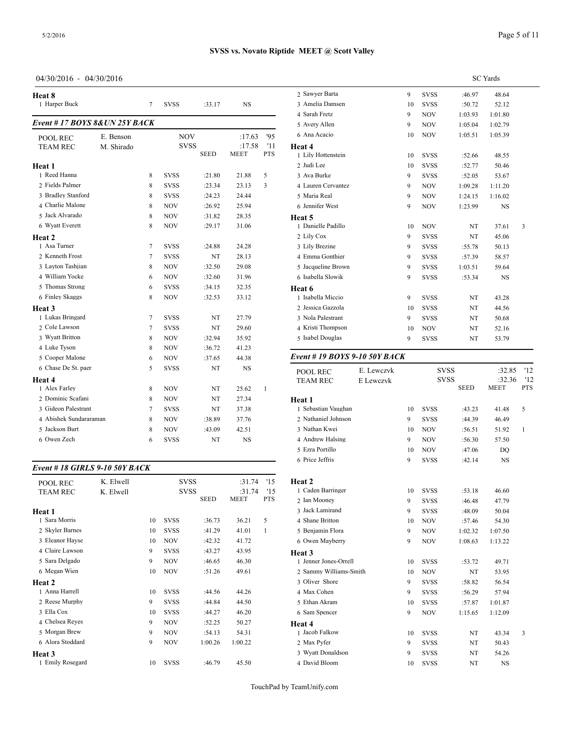**SVSS vs. Novato Riptide MEET @ Scott Valley**

04/30/2016 - 04/30/2016 SC Yards

**Heat 8**

| | Name | Age | Team | Seed | Meet | Pts |
|---|---|---|---|---|---|---|
| 1 | Harper Buck | 7 | SVSS | :33.17 | NS | |

### Event # 17 BOYS 8&UN 25Y BACK

| | | | Team | | Time | Year |
|---|---|---|---|---|---|---|
| POOL REC | E. Benson | | NOV | | :17.63 | '95 |
| TEAM REC | M. Shirado | | SVSS | | :17.58 | '11 |

| | Name | Age | Team | SEED | MEET | PTS |
|---|---|---|---|---|---|---|
| **Heat 1** | | | | | | |
| 1 | Reed Hanna | 8 | SVSS | :21.80 | 21.88 | 5 |
| 2 | Fields Palmer | 8 | SVSS | :23.34 | 23.13 | 3 |
| 3 | Bradley Stanford | 8 | SVSS | :24.23 | 24.44 | |
| 4 | Charlie Malone | 8 | NOV | :26.92 | 25.94 | |
| 5 | Jack Alvarado | 8 | NOV | :31.82 | 28.35 | |
| 6 | Wyatt Everett | 8 | NOV | :29.17 | 31.06 | |
| **Heat 2** | | | | | | |
| 1 | Asa Turner | 7 | SVSS | :24.88 | 24.28 | |
| 2 | Kenneth Frost | 7 | SVSS | NT | 28.13 | |
| 3 | Layton Tashjian | 8 | NOV | :32.50 | 29.08 | |
| 4 | William Yocke | 6 | NOV | :32.60 | 31.96 | |
| 5 | Thomas Strong | 6 | SVSS | :34.15 | 32.35 | |
| 6 | Finley Skaggs | 8 | NOV | :32.53 | 33.12 | |
| **Heat 3** | | | | | | |
| 1 | Lukas Bringard | 7 | SVSS | NT | 27.79 | |
| 2 | Cole Lawson | 7 | SVSS | NT | 29.60 | |
| 3 | Wyatt Britton | 8 | NOV | :32.94 | 35.92 | |
| 4 | Luke Tyson | 8 | NOV | :36.72 | 41.23 | |
| 5 | Cooper Malone | 6 | NOV | :37.65 | 44.38 | |
| 6 | Chase De St. paer | 5 | SVSS | NT | NS | |
| **Heat 4** | | | | | | |
| 1 | Alex Farley | 8 | NOV | NT | 25.62 | 1 |
| 2 | Dominic Scafani | 8 | NOV | NT | 27.34 | |
| 3 | Gideon Palestrant | 7 | SVSS | NT | 37.38 | |
| 4 | Abishek Sundararaman | 8 | NOV | :38.89 | 37.76 | |
| 5 | Jackson Burt | 8 | NOV | :43.09 | 42.51 | |
| 6 | Owen Zech | 6 | SVSS | NT | NS | |

### Event # 18 GIRLS 9-10 50Y BACK

| | | | Team | | Time | Year |
|---|---|---|---|---|---|---|
| POOL REC | K. Elwell | | SVSS | | :31.74 | '15 |
| TEAM REC | K. Elwell | | SVSS | | :31.74 | '15 |

| | Name | Age | Team | SEED | MEET | PTS |
|---|---|---|---|---|---|---|
| **Heat 1** | | | | | | |
| 1 | Sara Morris | 10 | SVSS | :36.73 | 36.21 | 5 |
| 2 | Skyler Barnes | 10 | SVSS | :41.29 | 41.01 | 1 |
| 3 | Eleanor Hayse | 10 | NOV | :42.32 | 41.72 | |
| 4 | Claire Lawson | 9 | SVSS | :43.27 | 43.95 | |
| 5 | Sara Delgado | 9 | NOV | :46.65 | 46.30 | |
| 6 | Megan Wien | 10 | NOV | :51.26 | 49.61 | |
| **Heat 2** | | | | | | |
| 1 | Anna Harrell | 10 | SVSS | :44.56 | 44.26 | |
| 2 | Reese Murphy | 9 | SVSS | :44.84 | 44.50 | |
| 3 | Ella Cox | 10 | SVSS | :44.27 | 46.20 | |
| 4 | Chelsea Reyes | 9 | NOV | :52.25 | 50.27 | |
| 5 | Morgan Brew | 9 | NOV | :54.13 | 54.31 | |
| 6 | Alora Stoddard | 9 | NOV | 1:00.26 | 1:00.22 | |
| **Heat 3** | | | | | | |
| 1 | Emily Rosegard | 10 | SVSS | :46.79 | 45.50 | |
| 2 | Sawyer Barta | 9 | SVSS | :46.97 | 48.64 | |
| 3 | Amelia Damsen | 10 | SVSS | :50.72 | 52.12 | |
| 4 | Sarah Fretz | 9 | NOV | 1:03.93 | 1:01.80 | |
| 5 | Avery Allen | 9 | NOV | 1:05.04 | 1:02.79 | |
| 6 | Ana Acacio | 10 | NOV | 1:05.51 | 1:05.39 | |
| **Heat 4** | | | | | | |
| 1 | Lily Hottenstein | 10 | SVSS | :52.66 | 48.55 | |
| 2 | Judi Lee | 10 | SVSS | :52.77 | 50.46 | |
| 3 | Ava Burke | 9 | SVSS | :52.05 | 53.67 | |
| 4 | Lauren Cervantez | 9 | NOV | 1:09.28 | 1:11.20 | |
| 5 | Maria Real | 9 | NOV | 1:24.15 | 1:16.02 | |
| 6 | Jennifer West | 9 | NOV | 1:23.99 | NS | |
| **Heat 5** | | | | | | |
| 1 | Danielle Padillo | 10 | NOV | NT | 37.61 | 3 |
| 2 | Lily Cox | 9 | SVSS | NT | 45.06 | |
| 3 | Lily Brezine | 9 | SVSS | :55.78 | 50.13 | |
| 4 | Emma Gonthier | 9 | SVSS | :57.39 | 58.57 | |
| 5 | Jacqueline Brown | 9 | SVSS | 1:03.51 | 59.64 | |
| 6 | Isabella Slowik | 9 | SVSS | :53.34 | NS | |
| **Heat 6** | | | | | | |
| 1 | Isabella Miccio | 9 | SVSS | NT | 43.28 | |
| 2 | Jessica Gazzola | 10 | SVSS | NT | 44.56 | |
| 3 | Nola Palestrant | 9 | SVSS | NT | 50.68 | |
| 4 | Kristi Thompson | 10 | NOV | NT | 52.16 | |
| 5 | Isabel Douglas | 9 | SVSS | NT | 53.79 | |

### Event # 19 BOYS 9-10 50Y BACK

| | | | Team | | Time | Year |
|---|---|---|---|---|---|---|
| POOL REC | E. Lewczyk | | SVSS | | :32.85 | '12 |
| TEAM REC | E Lewczyk | | SVSS | | :32.36 | '12 |

| | Name | Age | Team | SEED | MEET | PTS |
|---|---|---|---|---|---|---|
| **Heat 1** | | | | | | |
| 1 | Sebastian Vaughan | 10 | SVSS | :43.23 | 41.48 | 5 |
| 2 | Nathaniel Johnson | 9 | SVSS | :44.39 | 46.49 | |
| 3 | Nathan Kwei | 10 | NOV | :56.51 | 51.92 | 1 |
| 4 | Andrew Halsing | 9 | NOV | :56.30 | 57.50 | |
| 5 | Ezra Portillo | 10 | NOV | :47.06 | DQ | |
| 6 | Price Jeffris | 9 | SVSS | :42.14 | NS | |
| **Heat 2** | | | | | | |
| 1 | Caden Barringer | 10 | SVSS | :53.18 | 46.60 | |
| 2 | Ian Mooney | 9 | SVSS | :46.48 | 47.79 | |
| 3 | Jack Lamirand | 9 | SVSS | :48.09 | 50.04 | |
| 4 | Shane Britton | 10 | NOV | :57.46 | 54.30 | |
| 5 | Benjamin Flora | 9 | NOV | 1:02.32 | 1:07.50 | |
| 6 | Owen Mayberry | 9 | NOV | 1:08.63 | 1:13.22 | |
| **Heat 3** | | | | | | |
| 1 | Jenner Jones-Orrell | 10 | SVSS | :53.72 | 49.71 | |
| 2 | Sammy Williams-Smith | 10 | NOV | NT | 53.95 | |
| 3 | Oliver Shore | 9 | SVSS | :58.82 | 56.54 | |
| 4 | Max Cohen | 9 | SVSS | :56.29 | 57.94 | |
| 5 | Ethan Akram | 10 | SVSS | :57.87 | 1:01.87 | |
| 6 | Sam Spencer | 9 | NOV | 1:15.65 | 1:12.09 | |
| **Heat 4** | | | | | | |
| 1 | Jacob Falkow | 10 | SVSS | NT | 43.34 | 3 |
| 2 | Max Pyfer | 9 | SVSS | NT | 50.43 | |
| 3 | Wyatt Donaldson | 9 | SVSS | NT | 54.26 | |
| 4 | David Bloom | 10 | SVSS | NT | NS | |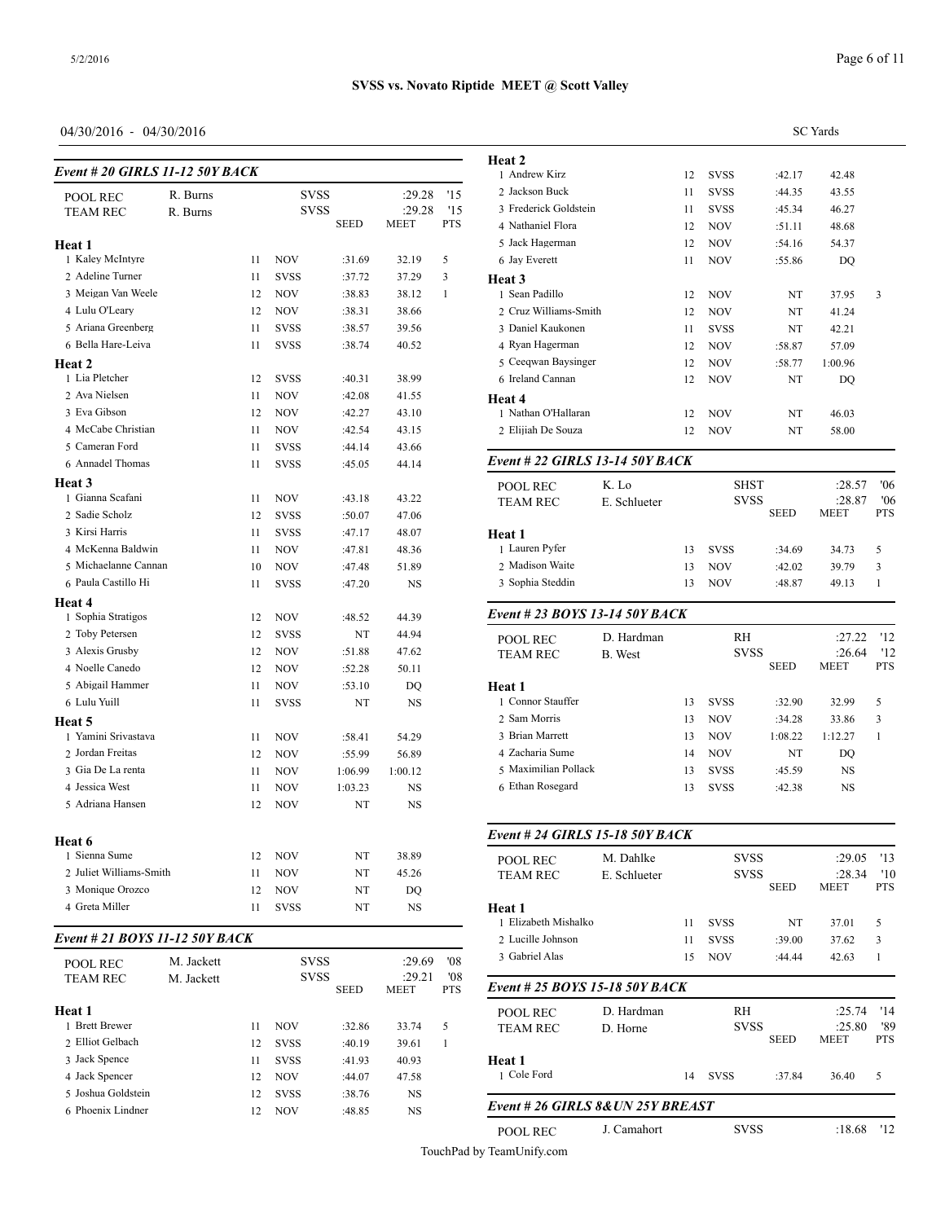## SVSS vs. Novato Riptide MEET @ Scott Valley

04/30/2016 - 04/30/2016

SC Yards

### Event # 20 GIRLS 11-12 50Y BACK

| | | | | | | |
|---|---|---|---|---|---|---|
| POOL REC | R. Burns | | SVSS | | :29.28 | '15 |
| TEAM REC | R. Burns | | SVSS | | :29.28 | '15 |
| | | | | SEED | MEET | PTS |

**Heat 1**

| | Name | Age | Team | Seed | Meet | Pts |
|---|---|---|---|---|---|---|
| 1 | Kaley McIntyre | 11 | NOV | :31.69 | 32.19 | 5 |
| 2 | Adeline Turner | 11 | SVSS | :37.72 | 37.29 | 3 |
| 3 | Meigan Van Weele | 12 | NOV | :38.83 | 38.12 | 1 |
| 4 | Lulu O'Leary | 12 | NOV | :38.31 | 38.66 | |
| 5 | Ariana Greenberg | 11 | SVSS | :38.57 | 39.56 | |
| 6 | Bella Hare-Leiva | 11 | SVSS | :38.74 | 40.52 | |

**Heat 2**

| | Name | Age | Team | Seed | Meet | Pts |
|---|---|---|---|---|---|---|
| 1 | Lia Pletcher | 12 | SVSS | :40.31 | 38.99 | |
| 2 | Ava Nielsen | 11 | NOV | :42.08 | 41.55 | |
| 3 | Eva Gibson | 12 | NOV | :42.27 | 43.10 | |
| 4 | McCabe Christian | 11 | NOV | :42.54 | 43.15 | |
| 5 | Cameran Ford | 11 | SVSS | :44.14 | 43.66 | |
| 6 | Annadel Thomas | 11 | SVSS | :45.05 | 44.14 | |

**Heat 3**

| | Name | Age | Team | Seed | Meet | Pts |
|---|---|---|---|---|---|---|
| 1 | Gianna Scafani | 11 | NOV | :43.18 | 43.22 | |
| 2 | Sadie Scholz | 12 | SVSS | :50.07 | 47.06 | |
| 3 | Kirsi Harris | 11 | SVSS | :47.17 | 48.07 | |
| 4 | McKenna Baldwin | 11 | NOV | :47.81 | 48.36 | |
| 5 | Michaelanne Cannan | 10 | NOV | :47.48 | 51.89 | |
| 6 | Paula Castillo Hi | 11 | SVSS | :47.20 | NS | |

**Heat 4**

| | Name | Age | Team | Seed | Meet | Pts |
|---|---|---|---|---|---|---|
| 1 | Sophia Stratigos | 12 | NOV | :48.52 | 44.39 | |
| 2 | Toby Petersen | 12 | SVSS | NT | 44.94 | |
| 3 | Alexis Grusby | 12 | NOV | :51.88 | 47.62 | |
| 4 | Noelle Canedo | 12 | NOV | :52.28 | 50.11 | |
| 5 | Abigail Hammer | 11 | NOV | :53.10 | DQ | |
| 6 | Lulu Yuill | 11 | SVSS | NT | NS | |

**Heat 5**

| | Name | Age | Team | Seed | Meet | Pts |
|---|---|---|---|---|---|---|
| 1 | Yamini Srivastava | 11 | NOV | :58.41 | 54.29 | |
| 2 | Jordan Freitas | 12 | NOV | :55.99 | 56.89 | |
| 3 | Gia De La renta | 11 | NOV | 1:06.99 | 1:00.12 | |
| 4 | Jessica West | 11 | NOV | 1:03.23 | NS | |
| 5 | Adriana Hansen | 12 | NOV | NT | NS | |

**Heat 6**

| | Name | Age | Team | Seed | Meet | Pts |
|---|---|---|---|---|---|---|
| 1 | Sienna Sume | 12 | NOV | NT | 38.89 | |
| 2 | Juliet Williams-Smith | 11 | NOV | NT | 45.26 | |
| 3 | Monique Orozco | 12 | NOV | NT | DQ | |
| 4 | Greta Miller | 11 | SVSS | NT | NS | |

### Event # 21 BOYS 11-12 50Y BACK

| | | | | | | |
|---|---|---|---|---|---|---|
| POOL REC | M. Jackett | | SVSS | | :29.69 | '08 |
| TEAM REC | M. Jackett | | SVSS | | :29.21 | '08 |
| | | | | SEED | MEET | PTS |

**Heat 1**

| | Name | Age | Team | Seed | Meet | Pts |
|---|---|---|---|---|---|---|
| 1 | Brett Brewer | 11 | NOV | :32.86 | 33.74 | 5 |
| 2 | Elliot Gelbach | 12 | SVSS | :40.19 | 39.61 | 1 |
| 3 | Jack Spence | 11 | SVSS | :41.93 | 40.93 | |
| 4 | Jack Spencer | 12 | NOV | :44.07 | 47.58 | |
| 5 | Joshua Goldstein | 12 | SVSS | :38.76 | NS | |
| 6 | Phoenix Lindner | 12 | NOV | :48.85 | NS | |

**Heat 2**

| | Name | Age | Team | Seed | Meet | Pts |
|---|---|---|---|---|---|---|
| 1 | Andrew Kirz | 12 | SVSS | :42.17 | 42.48 | |
| 2 | Jackson Buck | 11 | SVSS | :44.35 | 43.55 | |
| 3 | Frederick Goldstein | 11 | SVSS | :45.34 | 46.27 | |
| 4 | Nathaniel Flora | 12 | NOV | :51.11 | 48.68 | |
| 5 | Jack Hagerman | 12 | NOV | :54.16 | 54.37 | |
| 6 | Jay Everett | 11 | NOV | :55.86 | DQ | |

**Heat 3**

| | Name | Age | Team | Seed | Meet | Pts |
|---|---|---|---|---|---|---|
| 1 | Sean Padillo | 12 | NOV | NT | 37.95 | 3 |
| 2 | Cruz Williams-Smith | 12 | NOV | NT | 41.24 | |
| 3 | Daniel Kaukonen | 11 | SVSS | NT | 42.21 | |
| 4 | Ryan Hagerman | 12 | NOV | :58.87 | 57.09 | |
| 5 | Ceeqwan Baysinger | 12 | NOV | :58.77 | 1:00.96 | |
| 6 | Ireland Cannan | 12 | NOV | NT | DQ | |

**Heat 4**

| | Name | Age | Team | Seed | Meet | Pts |
|---|---|---|---|---|---|---|
| 1 | Nathan O'Hallaran | 12 | NOV | NT | 46.03 | |
| 2 | Elijiah De Souza | 12 | NOV | NT | 58.00 | |

### Event # 22 GIRLS 13-14 50Y BACK

| | | | | | | |
|---|---|---|---|---|---|---|
| POOL REC | K. Lo | | SHST | | :28.57 | '06 |
| TEAM REC | E. Schlueter | | SVSS | | :28.87 | '06 |
| | | | | SEED | MEET | PTS |

**Heat 1**

| | Name | Age | Team | Seed | Meet | Pts |
|---|---|---|---|---|---|---|
| 1 | Lauren Pyfer | 13 | SVSS | :34.69 | 34.73 | 5 |
| 2 | Madison Waite | 13 | NOV | :42.02 | 39.79 | 3 |
| 3 | Sophia Steddin | 13 | NOV | :48.87 | 49.13 | 1 |

### Event # 23 BOYS 13-14 50Y BACK

| | | | | | | |
|---|---|---|---|---|---|---|
| POOL REC | D. Hardman | | RH | | :27.22 | '12 |
| TEAM REC | B. West | | SVSS | | :26.64 | '12 |
| | | | | SEED | MEET | PTS |

**Heat 1**

| | Name | Age | Team | Seed | Meet | Pts |
|---|---|---|---|---|---|---|
| 1 | Connor Stauffer | 13 | SVSS | :32.90 | 32.99 | 5 |
| 2 | Sam Morris | 13 | NOV | :34.28 | 33.86 | 3 |
| 3 | Brian Marrett | 13 | NOV | 1:08.22 | 1:12.27 | 1 |
| 4 | Zacharia Sume | 14 | NOV | NT | DQ | |
| 5 | Maximilian Pollack | 13 | SVSS | :45.59 | NS | |
| 6 | Ethan Rosegard | 13 | SVSS | :42.38 | NS | |

### Event # 24 GIRLS 15-18 50Y BACK

| | | | | | | |
|---|---|---|---|---|---|---|
| POOL REC | M. Dahlke | | SVSS | | :29.05 | '13 |
| TEAM REC | E. Schlueter | | SVSS | | :28.34 | '10 |
| | | | | SEED | MEET | PTS |

**Heat 1**

| | Name | Age | Team | Seed | Meet | Pts |
|---|---|---|---|---|---|---|
| 1 | Elizabeth Mishalko | 11 | SVSS | NT | 37.01 | 5 |
| 2 | Lucille Johnson | 11 | SVSS | :39.00 | 37.62 | 3 |
| 3 | Gabriel Alas | 15 | NOV | :44.44 | 42.63 | 1 |

### Event # 25 BOYS 15-18 50Y BACK

| | | | | | | |
|---|---|---|---|---|---|---|
| POOL REC | D. Hardman | | RH | | :25.74 | '14 |
| TEAM REC | D. Horne | | SVSS | | :25.80 | '89 |
| | | | | SEED | MEET | PTS |

**Heat 1**

| | Name | Age | Team | Seed | Meet | Pts |
|---|---|---|---|---|---|---|
| 1 | Cole Ford | 14 | SVSS | :37.84 | 36.40 | 5 |

### Event # 26 GIRLS 8&UN 25Y BREAST

| | | | | | |
|---|---|---|---|---|---|
| POOL REC | J. Camahort | | SVSS | :18.68 | '12 |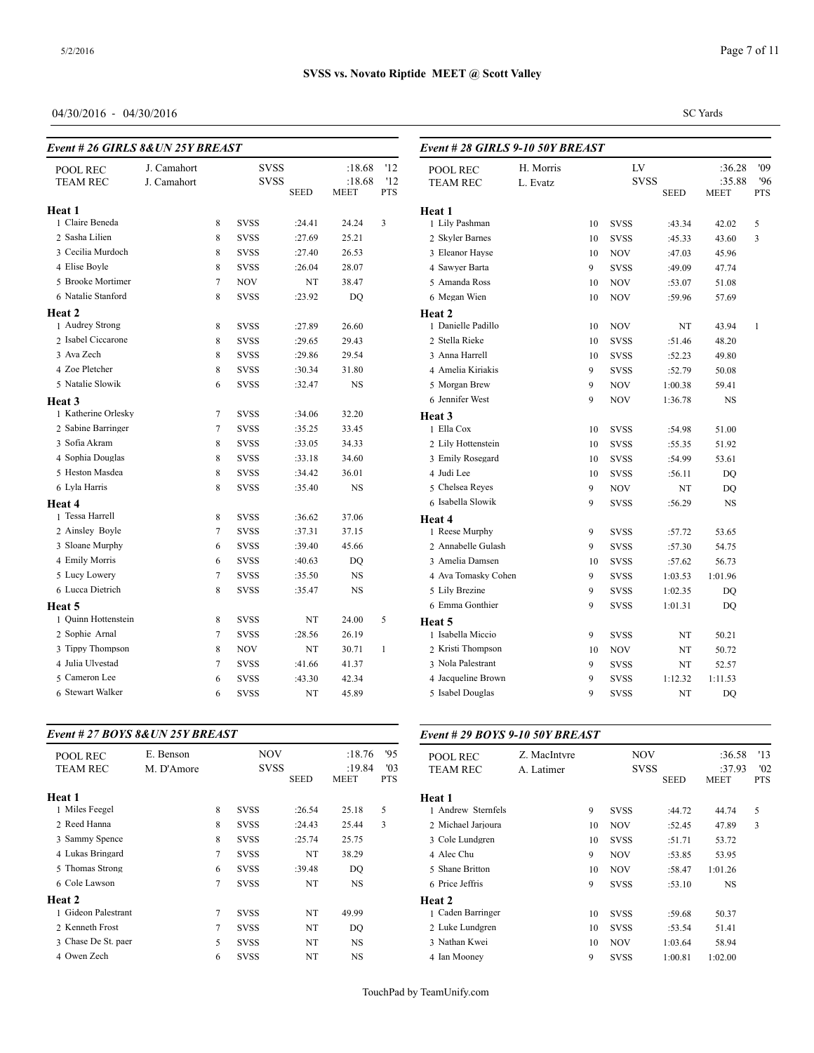**SVSS vs. Novato Riptide MEET @ Scott Valley**

04/30/2016 - 04/30/2016

SC Yards

### Event # 26 GIRLS 8&UN 25Y BREAST

| | | | | SEED | MEET | PTS |
|---|---|---|---|---|---|---|
| POOL REC | J. Camahort | | SVSS | | :18.68 | '12 |
| TEAM REC | J. Camahort | | SVSS | | :18.68 | '12 |
| **Heat 1** | | | | | | |
| 1 Claire Beneda | | 8 | SVSS | :24.41 | 24.24 | 3 |
| 2 Sasha Lilien | | 8 | SVSS | :27.69 | 25.21 | |
| 3 Cecilia Murdoch | | 8 | SVSS | :27.40 | 26.53 | |
| 4 Elise Boyle | | 8 | SVSS | :26.04 | 28.07 | |
| 5 Brooke Mortimer | | 7 | NOV | NT | 38.47 | |
| 6 Natalie Stanford | | 8 | SVSS | :23.92 | DQ | |
| **Heat 2** | | | | | | |
| 1 Audrey Strong | | 8 | SVSS | :27.89 | 26.60 | |
| 2 Isabel Ciccarone | | 8 | SVSS | :29.65 | 29.43 | |
| 3 Ava Zech | | 8 | SVSS | :29.86 | 29.54 | |
| 4 Zoe Pletcher | | 8 | SVSS | :30.34 | 31.80 | |
| 5 Natalie Slowik | | 6 | SVSS | :32.47 | NS | |
| **Heat 3** | | | | | | |
| 1 Katherine Orlesky | | 7 | SVSS | :34.06 | 32.20 | |
| 2 Sabine Barringer | | 7 | SVSS | :35.25 | 33.45 | |
| 3 Sofia Akram | | 8 | SVSS | :33.05 | 34.33 | |
| 4 Sophia Douglas | | 8 | SVSS | :33.18 | 34.60 | |
| 5 Heston Masdea | | 8 | SVSS | :34.42 | 36.01 | |
| 6 Lyla Harris | | 8 | SVSS | :35.40 | NS | |
| **Heat 4** | | | | | | |
| 1 Tessa Harrell | | 8 | SVSS | :36.62 | 37.06 | |
| 2 Ainsley Boyle | | 7 | SVSS | :37.31 | 37.15 | |
| 3 Sloane Murphy | | 6 | SVSS | :39.40 | 45.66 | |
| 4 Emily Morris | | 6 | SVSS | :40.63 | DQ | |
| 5 Lucy Lowery | | 7 | SVSS | :35.50 | NS | |
| 6 Lucca Dietrich | | 8 | SVSS | :35.47 | NS | |
| **Heat 5** | | | | | | |
| 1 Quinn Hottenstein | | 8 | SVSS | NT | 24.00 | 5 |
| 2 Sophie Arnal | | 7 | SVSS | :28.56 | 26.19 | |
| 3 Tippy Thompson | | 8 | NOV | NT | 30.71 | 1 |
| 4 Julia Ulvestad | | 7 | SVSS | :41.66 | 41.37 | |
| 5 Cameron Lee | | 6 | SVSS | :43.30 | 42.34 | |
| 6 Stewart Walker | | 6 | SVSS | NT | 45.89 | |

### Event # 27 BOYS 8&UN 25Y BREAST

| | | | | SEED | MEET | PTS |
|---|---|---|---|---|---|---|
| POOL REC | E. Benson | | NOV | | :18.76 | '95 |
| TEAM REC | M. D'Amore | | SVSS | | :19.84 | '03 |
| **Heat 1** | | | | | | |
| 1 Miles Feegel | | 8 | SVSS | :26.54 | 25.18 | 5 |
| 2 Reed Hanna | | 8 | SVSS | :24.43 | 25.44 | 3 |
| 3 Sammy Spence | | 8 | SVSS | :25.74 | 25.75 | |
| 4 Lukas Bringard | | 7 | SVSS | NT | 38.29 | |
| 5 Thomas Strong | | 6 | SVSS | :39.48 | DQ | |
| 6 Cole Lawson | | 7 | SVSS | NT | NS | |
| **Heat 2** | | | | | | |
| 1 Gideon Palestrant | | 7 | SVSS | NT | 49.99 | |
| 2 Kenneth Frost | | 7 | SVSS | NT | DQ | |
| 3 Chase De St. paer | | 5 | SVSS | NT | NS | |
| 4 Owen Zech | | 6 | SVSS | NT | NS | |

### Event # 28 GIRLS 9-10 50Y BREAST

| | | | | SEED | MEET | PTS |
|---|---|---|---|---|---|---|
| POOL REC | H. Morris | | LV | | :36.28 | '09 |
| TEAM REC | L. Evatz | | SVSS | | :35.88 | '96 |
| **Heat 1** | | | | | | |
| 1 Lily Pashman | | 10 | SVSS | :43.34 | 42.02 | 5 |
| 2 Skyler Barnes | | 10 | SVSS | :45.33 | 43.60 | 3 |
| 3 Eleanor Hayse | | 10 | NOV | :47.03 | 45.96 | |
| 4 Sawyer Barta | | 9 | SVSS | :49.09 | 47.74 | |
| 5 Amanda Ross | | 10 | NOV | :53.07 | 51.08 | |
| 6 Megan Wien | | 10 | NOV | :59.96 | 57.69 | |
| **Heat 2** | | | | | | |
| 1 Danielle Padillo | | 10 | NOV | NT | 43.94 | 1 |
| 2 Stella Rieke | | 10 | SVSS | :51.46 | 48.20 | |
| 3 Anna Harrell | | 10 | SVSS | :52.23 | 49.80 | |
| 4 Amelia Kiriakis | | 9 | SVSS | :52.79 | 50.08 | |
| 5 Morgan Brew | | 9 | NOV | 1:00.38 | 59.41 | |
| 6 Jennifer West | | 9 | NOV | 1:36.78 | NS | |
| **Heat 3** | | | | | | |
| 1 Ella Cox | | 10 | SVSS | :54.98 | 51.00 | |
| 2 Lily Hottenstein | | 10 | SVSS | :55.35 | 51.92 | |
| 3 Emily Rosegard | | 10 | SVSS | :54.99 | 53.61 | |
| 4 Judi Lee | | 10 | SVSS | :56.11 | DQ | |
| 5 Chelsea Reyes | | 9 | NOV | NT | DQ | |
| 6 Isabella Slowik | | 9 | SVSS | :56.29 | NS | |
| **Heat 4** | | | | | | |
| 1 Reese Murphy | | 9 | SVSS | :57.72 | 53.65 | |
| 2 Annabelle Gulash | | 9 | SVSS | :57.30 | 54.75 | |
| 3 Amelia Damsen | | 10 | SVSS | :57.62 | 56.73 | |
| 4 Ava Tomasky Cohen | | 9 | SVSS | 1:03.53 | 1:01.96 | |
| 5 Lily Brezine | | 9 | SVSS | 1:02.35 | DQ | |
| 6 Emma Gonthier | | 9 | SVSS | 1:01.31 | DQ | |
| **Heat 5** | | | | | | |
| 1 Isabella Miccio | | 9 | SVSS | NT | 50.21 | |
| 2 Kristi Thompson | | 10 | NOV | NT | 50.72 | |
| 3 Nola Palestrant | | 9 | SVSS | NT | 52.57 | |
| 4 Jacqueline Brown | | 9 | SVSS | 1:12.32 | 1:11.53 | |
| 5 Isabel Douglas | | 9 | SVSS | NT | DQ | |

### Event # 29 BOYS 9-10 50Y BREAST

| | | | | SEED | MEET | PTS |
|---|---|---|---|---|---|---|
| POOL REC | Z. MacIntyre | | NOV | | :36.58 | '13 |
| TEAM REC | A. Latimer | | SVSS | | :37.93 | '02 |
| **Heat 1** | | | | | | |
| 1 Andrew Sternfels | | 9 | SVSS | :44.72 | 44.74 | 5 |
| 2 Michael Jarjoura | | 10 | NOV | :52.45 | 47.89 | 3 |
| 3 Cole Lundgren | | 10 | SVSS | :51.71 | 53.72 | |
| 4 Alec Chu | | 9 | NOV | :53.85 | 53.95 | |
| 5 Shane Britton | | 10 | NOV | :58.47 | 1:01.26 | |
| 6 Price Jeffris | | 9 | SVSS | :53.10 | NS | |
| **Heat 2** | | | | | | |
| 1 Caden Barringer | | 10 | SVSS | :59.68 | 50.37 | |
| 2 Luke Lundgren | | 10 | SVSS | :53.54 | 51.41 | |
| 3 Nathan Kwei | | 10 | NOV | 1:03.64 | 58.94 | |
| 4 Ian Mooney | | 9 | SVSS | 1:00.81 | 1:02.00 | |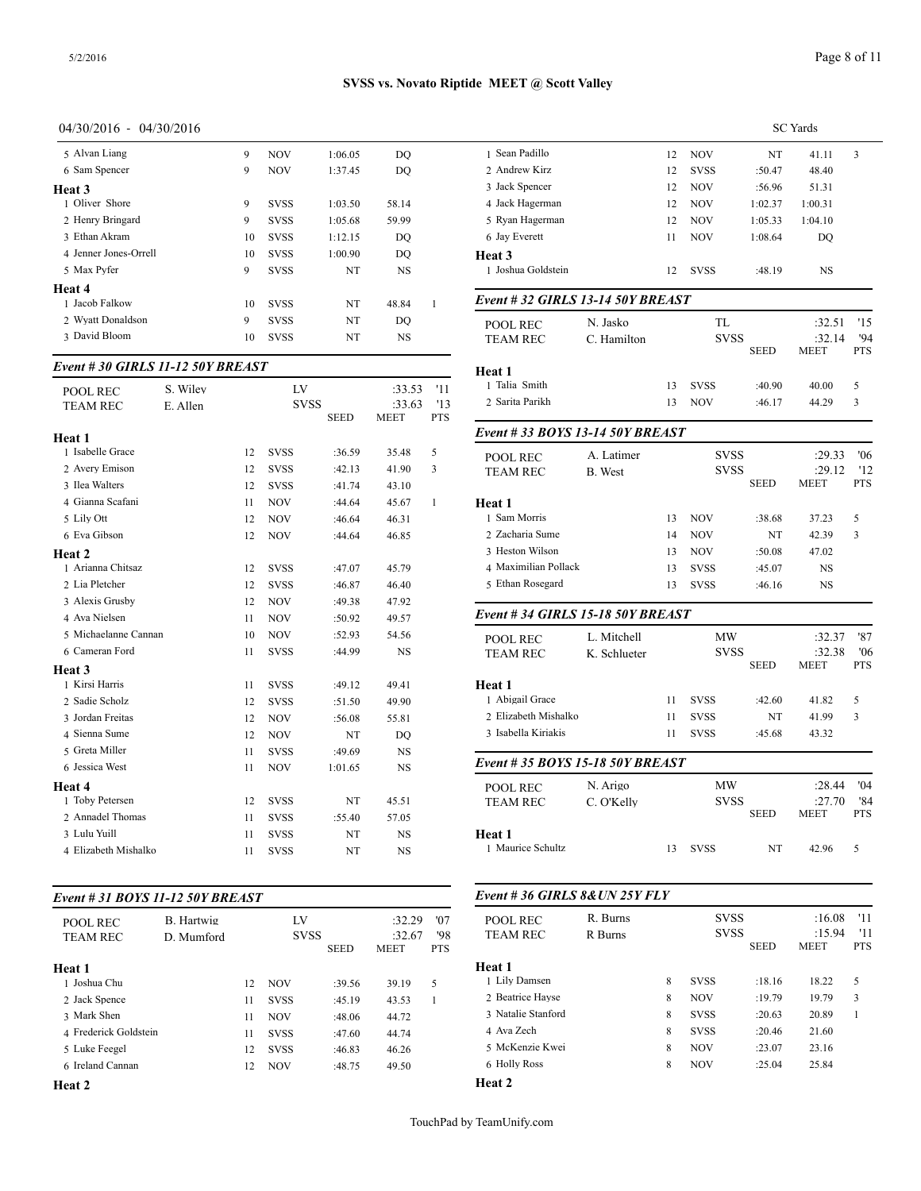**SVSS vs. Novato Riptide MEET @ Scott Valley**

04/30/2016 - 04/30/2016 SC Yards

| | Age | Team | Seed | Meet | Pts |
|---|---|---|---|---|---|
| 5 Alvan Liang | 9 | NOV | 1:06.05 | DQ | |
| 6 Sam Spencer | 9 | NOV | 1:37.45 | DQ | |
| **Heat 3** | | | | | |
| 1 Oliver Shore | 9 | SVSS | 1:03.50 | 58.14 | |
| 2 Henry Bringard | 9 | SVSS | 1:05.68 | 59.99 | |
| 3 Ethan Akram | 10 | SVSS | 1:12.15 | DQ | |
| 4 Jenner Jones-Orrell | 10 | SVSS | 1:00.90 | DQ | |
| 5 Max Pyfer | 9 | SVSS | NT | NS | |
| **Heat 4** | | | | | |
| 1 Jacob Falkow | 10 | SVSS | NT | 48.84 | 1 |
| 2 Wyatt Donaldson | 9 | SVSS | NT | DQ | |
| 3 David Bloom | 10 | SVSS | NT | NS | |

### Event # 30 GIRLS 11-12 50Y BREAST

| POOL REC | S. Wiley | | LV | :33.53 | '11 |
|---|---|---|---|---|---|
| TEAM REC | E. Allen | | SVSS | :33.63 | '13 |
| | | | SEED | MEET | PTS |
| **Heat 1** | | | | | |
| 1 Isabelle Grace | 12 | SVSS | :36.59 | 35.48 | 5 |
| 2 Avery Emison | 12 | SVSS | :42.13 | 41.90 | 3 |
| 3 Ilea Walters | 12 | SVSS | :41.74 | 43.10 | |
| 4 Gianna Scafani | 11 | NOV | :44.64 | 45.67 | 1 |
| 5 Lily Ott | 12 | NOV | :46.64 | 46.31 | |
| 6 Eva Gibson | 12 | NOV | :44.64 | 46.85 | |
| **Heat 2** | | | | | |
| 1 Arianna Chitsaz | 12 | SVSS | :47.07 | 45.79 | |
| 2 Lia Pletcher | 12 | SVSS | :46.87 | 46.40 | |
| 3 Alexis Grusby | 12 | NOV | :49.38 | 47.92 | |
| 4 Ava Nielsen | 11 | NOV | :50.92 | 49.57 | |
| 5 Michaelanne Cannan | 10 | NOV | :52.93 | 54.56 | |
| 6 Cameran Ford | 11 | SVSS | :44.99 | NS | |
| **Heat 3** | | | | | |
| 1 Kirsi Harris | 11 | SVSS | :49.12 | 49.41 | |
| 2 Sadie Scholz | 12 | SVSS | :51.50 | 49.90 | |
| 3 Jordan Freitas | 12 | NOV | :56.08 | 55.81 | |
| 4 Sienna Sume | 12 | NOV | NT | DQ | |
| 5 Greta Miller | 11 | SVSS | :49.69 | NS | |
| 6 Jessica West | 11 | NOV | 1:01.65 | NS | |
| **Heat 4** | | | | | |
| 1 Toby Petersen | 12 | SVSS | NT | 45.51 | |
| 2 Annadel Thomas | 11 | SVSS | :55.40 | 57.05 | |
| 3 Lulu Yuill | 11 | SVSS | NT | NS | |
| 4 Elizabeth Mishalko | 11 | SVSS | NT | NS | |

### Event # 31 BOYS 11-12 50Y BREAST

| POOL REC | B. Hartwig | | LV | :32.29 | '07 |
|---|---|---|---|---|---|
| TEAM REC | D. Mumford | | SVSS | :32.67 | '98 |
| | | | SEED | MEET | PTS |
| **Heat 1** | | | | | |
| 1 Joshua Chu | 12 | NOV | :39.56 | 39.19 | 5 |
| 2 Jack Spence | 11 | SVSS | :45.19 | 43.53 | 1 |
| 3 Mark Shen | 11 | NOV | :48.06 | 44.72 | |
| 4 Frederick Goldstein | 11 | SVSS | :47.60 | 44.74 | |
| 5 Luke Feegel | 12 | SVSS | :46.83 | 46.26 | |
| 6 Ireland Cannan | 12 | NOV | :48.75 | 49.50 | |
| **Heat 2** | | | | | |
| 1 Sean Padillo | 12 | NOV | NT | 41.11 | 3 |
| 2 Andrew Kirz | 12 | SVSS | :50.47 | 48.40 | |
| 3 Jack Spencer | 12 | NOV | :56.96 | 51.31 | |
| 4 Jack Hagerman | 12 | NOV | 1:02.37 | 1:00.31 | |
| 5 Ryan Hagerman | 12 | NOV | 1:05.33 | 1:04.10 | |
| 6 Jay Everett | 11 | NOV | 1:08.64 | DQ | |
| **Heat 3** | | | | | |
| 1 Joshua Goldstein | 12 | SVSS | :48.19 | NS | |

### Event # 32 GIRLS 13-14 50Y BREAST

| POOL REC | N. Jasko | | TL | :32.51 | '15 |
|---|---|---|---|---|---|
| TEAM REC | C. Hamilton | | SVSS | :32.14 | '94 |
| | | | SEED | MEET | PTS |
| **Heat 1** | | | | | |
| 1 Talia Smith | 13 | SVSS | :40.90 | 40.00 | 5 |
| 2 Sarita Parikh | 13 | NOV | :46.17 | 44.29 | 3 |

### Event # 33 BOYS 13-14 50Y BREAST

| POOL REC | A. Latimer | | SVSS | :29.33 | '06 |
|---|---|---|---|---|---|
| TEAM REC | B. West | | SVSS | :29.12 | '12 |
| | | | SEED | MEET | PTS |
| **Heat 1** | | | | | |
| 1 Sam Morris | 13 | NOV | :38.68 | 37.23 | 5 |
| 2 Zacharia Sume | 14 | NOV | NT | 42.39 | 3 |
| 3 Heston Wilson | 13 | NOV | :50.08 | 47.02 | |
| 4 Maximilian Pollack | 13 | SVSS | :45.07 | NS | |
| 5 Ethan Rosegard | 13 | SVSS | :46.16 | NS | |

### Event # 34 GIRLS 15-18 50Y BREAST

| POOL REC | L. Mitchell | | MW | :32.37 | '87 |
|---|---|---|---|---|---|
| TEAM REC | K. Schlueter | | SVSS | :32.38 | '06 |
| | | | SEED | MEET | PTS |
| **Heat 1** | | | | | |
| 1 Abigail Grace | 11 | SVSS | :42.60 | 41.82 | 5 |
| 2 Elizabeth Mishalko | 11 | SVSS | NT | 41.99 | 3 |
| 3 Isabella Kiriakis | 11 | SVSS | :45.68 | 43.32 | |

### Event # 35 BOYS 15-18 50Y BREAST

| POOL REC | N. Arigo | | MW | :28.44 | '04 |
|---|---|---|---|---|---|
| TEAM REC | C. O'Kelly | | SVSS | :27.70 | '84 |
| | | | SEED | MEET | PTS |
| **Heat 1** | | | | | |
| 1 Maurice Schultz | 13 | SVSS | NT | 42.96 | 5 |

### Event # 36 GIRLS 8&UN 25Y FLY

| POOL REC | R. Burns | | SVSS | :16.08 | '11 |
|---|---|---|---|---|---|
| TEAM REC | R Burns | | SVSS | :15.94 | '11 |
| | | | SEED | MEET | PTS |
| **Heat 1** | | | | | |
| 1 Lily Damsen | 8 | SVSS | :18.16 | 18.22 | 5 |
| 2 Beatrice Hayse | 8 | NOV | :19.79 | 19.79 | 3 |
| 3 Natalie Stanford | 8 | SVSS | :20.63 | 20.89 | 1 |
| 4 Ava Zech | 8 | SVSS | :20.46 | 21.60 | |
| 5 McKenzie Kwei | 8 | NOV | :23.07 | 23.16 | |
| 6 Holly Ross | 8 | NOV | :25.04 | 25.84 | |
| **Heat 2** | | | | | |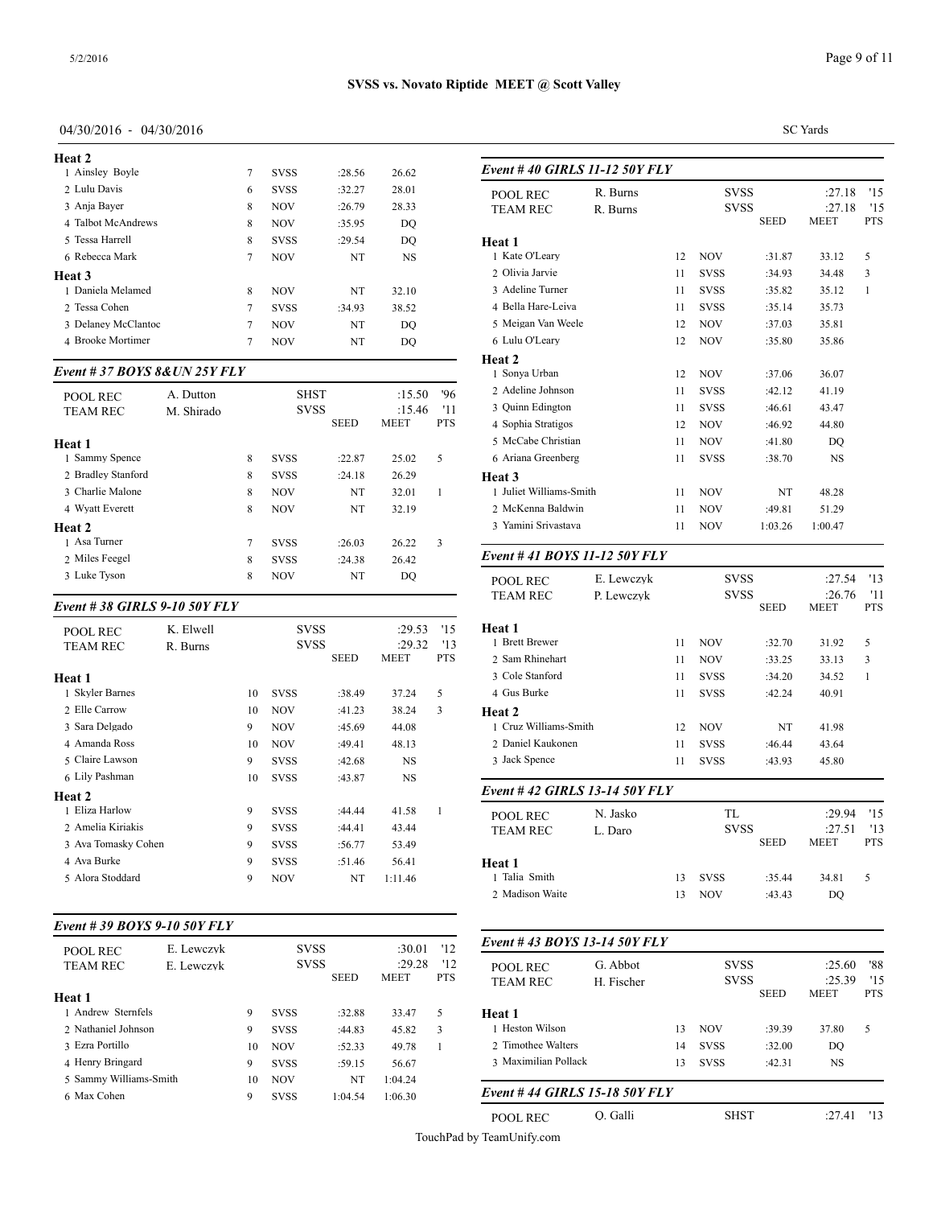## SVSS vs. Novato Riptide MEET @ Scott Valley

04/30/2016 - 04/30/2016

SC Yards

**Heat 2**

| | Age | Team | Seed | Meet | Pts |
|---|---|---|---|---|---|
| 1 Ainsley Boyle | 7 | SVSS | :28.56 | 26.62 | |
| 2 Lulu Davis | 6 | SVSS | :32.27 | 28.01 | |
| 3 Anja Bayer | 8 | NOV | :26.79 | 28.33 | |
| 4 Talbot McAndrews | 8 | NOV | :35.95 | DQ | |
| 5 Tessa Harrell | 8 | SVSS | :29.54 | DQ | |
| 6 Rebecca Mark | 7 | NOV | NT | NS | |

**Heat 3**

| | Age | Team | Seed | Meet | Pts |
|---|---|---|---|---|---|
| 1 Daniela Melamed | 8 | NOV | NT | 32.10 | |
| 2 Tessa Cohen | 7 | SVSS | :34.93 | 38.52 | |
| 3 Delaney McClantoc | 7 | NOV | NT | DQ | |
| 4 Brooke Mortimer | 7 | NOV | NT | DQ | |

### Event # 37 BOYS 8&UN 25Y FLY

| | | | | | |
|---|---|---|---|---|---|
| POOL REC | A. Dutton | SHST | | :15.50 | '96 |
| TEAM REC | M. Shirado | SVSS | | :15.46 | '11 |
| | | | SEED | MEET | PTS |

**Heat 1**

| | Age | Team | Seed | Meet | Pts |
|---|---|---|---|---|---|
| 1 Sammy Spence | 8 | SVSS | :22.87 | 25.02 | 5 |
| 2 Bradley Stanford | 8 | SVSS | :24.18 | 26.29 | |
| 3 Charlie Malone | 8 | NOV | NT | 32.01 | 1 |
| 4 Wyatt Everett | 8 | NOV | NT | 32.19 | |

**Heat 2**

| | Age | Team | Seed | Meet | Pts |
|---|---|---|---|---|---|
| 1 Asa Turner | 7 | SVSS | :26.03 | 26.22 | 3 |
| 2 Miles Feegel | 8 | SVSS | :24.38 | 26.42 | |
| 3 Luke Tyson | 8 | NOV | NT | DQ | |

### Event # 38 GIRLS 9-10 50Y FLY

| | | | | | |
|---|---|---|---|---|---|
| POOL REC | K. Elwell | SVSS | | :29.53 | '15 |
| TEAM REC | R. Burns | SVSS | | :29.32 | '13 |
| | | | SEED | MEET | PTS |

**Heat 1**

| | Age | Team | Seed | Meet | Pts |
|---|---|---|---|---|---|
| 1 Skyler Barnes | 10 | SVSS | :38.49 | 37.24 | 5 |
| 2 Elle Carrow | 10 | NOV | :41.23 | 38.24 | 3 |
| 3 Sara Delgado | 9 | NOV | :45.69 | 44.08 | |
| 4 Amanda Ross | 10 | NOV | :49.41 | 48.13 | |
| 5 Claire Lawson | 9 | SVSS | :42.68 | NS | |
| 6 Lily Pashman | 10 | SVSS | :43.87 | NS | |

**Heat 2**

| | Age | Team | Seed | Meet | Pts |
|---|---|---|---|---|---|
| 1 Eliza Harlow | 9 | SVSS | :44.44 | 41.58 | 1 |
| 2 Amelia Kiriakis | 9 | SVSS | :44.41 | 43.44 | |
| 3 Ava Tomasky Cohen | 9 | SVSS | :56.77 | 53.49 | |
| 4 Ava Burke | 9 | SVSS | :51.46 | 56.41 | |
| 5 Alora Stoddard | 9 | NOV | NT | 1:11.46 | |

### Event # 39 BOYS 9-10 50Y FLY

| | | | | | |
|---|---|---|---|---|---|
| POOL REC | E. Lewczyk | SVSS | | :30.01 | '12 |
| TEAM REC | E. Lewczyk | SVSS | | :29.28 | '12 |
| | | | SEED | MEET | PTS |

**Heat 1**

| | Age | Team | Seed | Meet | Pts |
|---|---|---|---|---|---|
| 1 Andrew Sternfels | 9 | SVSS | :32.88 | 33.47 | 5 |
| 2 Nathaniel Johnson | 9 | SVSS | :44.83 | 45.82 | 3 |
| 3 Ezra Portillo | 10 | NOV | :52.33 | 49.78 | 1 |
| 4 Henry Bringard | 9 | SVSS | :59.15 | 56.67 | |
| 5 Sammy Williams-Smith | 10 | NOV | NT | 1:04.24 | |
| 6 Max Cohen | 9 | SVSS | 1:04.54 | 1:06.30 | |

### Event # 40 GIRLS 11-12 50Y FLY

| | | | | | |
|---|---|---|---|---|---|
| POOL REC | R. Burns | SVSS | | :27.18 | '15 |
| TEAM REC | R. Burns | SVSS | | :27.18 | '15 |
| | | | SEED | MEET | PTS |

**Heat 1**

| | Age | Team | Seed | Meet | Pts |
|---|---|---|---|---|---|
| 1 Kate O'Leary | 12 | NOV | :31.87 | 33.12 | 5 |
| 2 Olivia Jarvie | 11 | SVSS | :34.93 | 34.48 | 3 |
| 3 Adeline Turner | 11 | SVSS | :35.82 | 35.12 | 1 |
| 4 Bella Hare-Leiva | 11 | SVSS | :35.14 | 35.73 | |
| 5 Meigan Van Weele | 12 | NOV | :37.03 | 35.81 | |
| 6 Lulu O'Leary | 12 | NOV | :35.80 | 35.86 | |

**Heat 2**

| | Age | Team | Seed | Meet | Pts |
|---|---|---|---|---|---|
| 1 Sonya Urban | 12 | NOV | :37.06 | 36.07 | |
| 2 Adeline Johnson | 11 | SVSS | :42.12 | 41.19 | |
| 3 Quinn Edington | 11 | SVSS | :46.61 | 43.47 | |
| 4 Sophia Stratigos | 12 | NOV | :46.92 | 44.80 | |
| 5 McCabe Christian | 11 | NOV | :41.80 | DQ | |
| 6 Ariana Greenberg | 11 | SVSS | :38.70 | NS | |

**Heat 3**

| | Age | Team | Seed | Meet | Pts |
|---|---|---|---|---|---|
| 1 Juliet Williams-Smith | 11 | NOV | NT | 48.28 | |
| 2 McKenna Baldwin | 11 | NOV | :49.81 | 51.29 | |
| 3 Yamini Srivastava | 11 | NOV | 1:03.26 | 1:00.47 | |

### Event # 41 BOYS 11-12 50Y FLY

| | | | | | |
|---|---|---|---|---|---|
| POOL REC | E. Lewczyk | SVSS | | :27.54 | '13 |
| TEAM REC | P. Lewczyk | SVSS | | :26.76 | '11 |
| | | | SEED | MEET | PTS |

**Heat 1**

| | Age | Team | Seed | Meet | Pts |
|---|---|---|---|---|---|
| 1 Brett Brewer | 11 | NOV | :32.70 | 31.92 | 5 |
| 2 Sam Rhinehart | 11 | NOV | :33.25 | 33.13 | 3 |
| 3 Cole Stanford | 11 | SVSS | :34.20 | 34.52 | 1 |
| 4 Gus Burke | 11 | SVSS | :42.24 | 40.91 | |

**Heat 2**

| | Age | Team | Seed | Meet | Pts |
|---|---|---|---|---|---|
| 1 Cruz Williams-Smith | 12 | NOV | NT | 41.98 | |
| 2 Daniel Kaukonen | 11 | SVSS | :46.44 | 43.64 | |
| 3 Jack Spence | 11 | SVSS | :43.93 | 45.80 | |

### Event # 42 GIRLS 13-14 50Y FLY

| | | | | | |
|---|---|---|---|---|---|
| POOL REC | N. Jasko | TL | | :29.94 | '15 |
| TEAM REC | L. Daro | SVSS | | :27.51 | '13 |
| | | | SEED | MEET | PTS |

**Heat 1**

| | Age | Team | Seed | Meet | Pts |
|---|---|---|---|---|---|
| 1 Talia Smith | 13 | SVSS | :35.44 | 34.81 | 5 |
| 2 Madison Waite | 13 | NOV | :43.43 | DQ | |

### Event # 43 BOYS 13-14 50Y FLY

| | | | | | |
|---|---|---|---|---|---|
| POOL REC | G. Abbot | SVSS | | :25.60 | '88 |
| TEAM REC | H. Fischer | SVSS | | :25.39 | '15 |
| | | | SEED | MEET | PTS |

**Heat 1**

| | Age | Team | Seed | Meet | Pts |
|---|---|---|---|---|---|
| 1 Heston Wilson | 13 | NOV | :39.39 | 37.80 | 5 |
| 2 Timothee Walters | 14 | SVSS | :32.00 | DQ | |
| 3 Maximilian Pollack | 13 | SVSS | :42.31 | NS | |

### Event # 44 GIRLS 15-18 50Y FLY

| | | | | | |
|---|---|---|---|---|---|
| POOL REC | O. Galli | SHST | | :27.41 | '13 |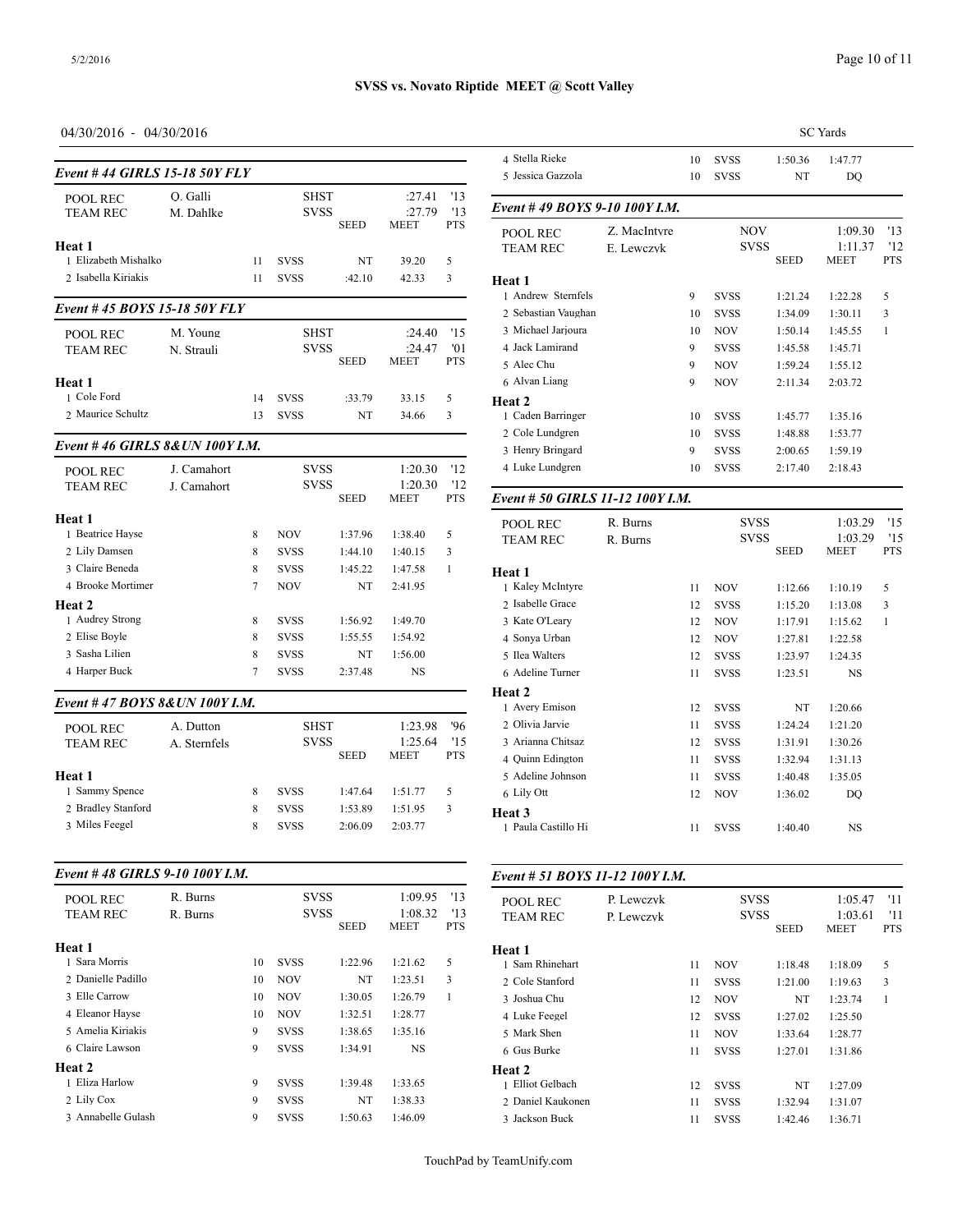## SVSS vs. Novato Riptide MEET @ Scott Valley

04/30/2016 - 04/30/2016

SC Yards

### Event # 44 GIRLS 15-18 50Y FLY

| | | | | SEED | MEET | PTS |
|---|---|---|---|---|---|---|
| POOL REC | O. Galli | | SHST | | :27.41 | '13 |
| TEAM REC | M. Dahlke | | SVSS | | :27.79 | '13 |
| **Heat 1** | | | | | | |
| 1 Elizabeth Mishalko | | 11 | SVSS | NT | 39.20 | 5 |
| 2 Isabella Kiriakis | | 11 | SVSS | :42.10 | 42.33 | 3 |

### Event # 45 BOYS 15-18 50Y FLY

| | | | | SEED | MEET | PTS |
|---|---|---|---|---|---|---|
| POOL REC | M. Young | | SHST | | :24.40 | '15 |
| TEAM REC | N. Strauli | | SVSS | | :24.47 | '01 |
| **Heat 1** | | | | | | |
| 1 Cole Ford | | 14 | SVSS | :33.79 | 33.15 | 5 |
| 2 Maurice Schultz | | 13 | SVSS | NT | 34.66 | 3 |

### Event # 46 GIRLS 8&UN 100Y I.M.

| | | | | SEED | MEET | PTS |
|---|---|---|---|---|---|---|
| POOL REC | J. Camahort | | SVSS | | 1:20.30 | '12 |
| TEAM REC | J. Camahort | | SVSS | | 1:20.30 | '12 |
| **Heat 1** | | | | | | |
| 1 Beatrice Hayse | | 8 | NOV | 1:37.96 | 1:38.40 | 5 |
| 2 Lily Damsen | | 8 | SVSS | 1:44.10 | 1:40.15 | 3 |
| 3 Claire Beneda | | 8 | SVSS | 1:45.22 | 1:47.58 | 1 |
| 4 Brooke Mortimer | | 7 | NOV | NT | 2:41.95 | |
| **Heat 2** | | | | | | |
| 1 Audrey Strong | | 8 | SVSS | 1:56.92 | 1:49.70 | |
| 2 Elise Boyle | | 8 | SVSS | 1:55.55 | 1:54.92 | |
| 3 Sasha Lilien | | 8 | SVSS | NT | 1:56.00 | |
| 4 Harper Buck | | 7 | SVSS | 2:37.48 | NS | |

### Event # 47 BOYS 8&UN 100Y I.M.

| | | | | SEED | MEET | PTS |
|---|---|---|---|---|---|---|
| POOL REC | A. Dutton | | SHST | | 1:23.98 | '96 |
| TEAM REC | A. Sternfels | | SVSS | | 1:25.64 | '15 |
| **Heat 1** | | | | | | |
| 1 Sammy Spence | | 8 | SVSS | 1:47.64 | 1:51.77 | 5 |
| 2 Bradley Stanford | | 8 | SVSS | 1:53.89 | 1:51.95 | 3 |
| 3 Miles Feegel | | 8 | SVSS | 2:06.09 | 2:03.77 | |

### Event # 48 GIRLS 9-10 100Y I.M.

| | | | | SEED | MEET | PTS |
|---|---|---|---|---|---|---|
| POOL REC | R. Burns | | SVSS | | 1:09.95 | '13 |
| TEAM REC | R. Burns | | SVSS | | 1:08.32 | '13 |
| **Heat 1** | | | | | | |
| 1 Sara Morris | | 10 | SVSS | 1:22.96 | 1:21.62 | 5 |
| 2 Danielle Padillo | | 10 | NOV | NT | 1:23.51 | 3 |
| 3 Elle Carrow | | 10 | NOV | 1:30.05 | 1:26.79 | 1 |
| 4 Eleanor Hayse | | 10 | NOV | 1:32.51 | 1:28.77 | |
| 5 Amelia Kiriakis | | 9 | SVSS | 1:38.65 | 1:35.16 | |
| 6 Claire Lawson | | 9 | SVSS | 1:34.91 | NS | |
| **Heat 2** | | | | | | |
| 1 Eliza Harlow | | 9 | SVSS | 1:39.48 | 1:33.65 | |
| 2 Lily Cox | | 9 | SVSS | NT | 1:38.33 | |
| 3 Annabelle Gulash | | 9 | SVSS | 1:50.63 | 1:46.09 | |
| 4 Stella Rieke | | 10 | SVSS | 1:50.36 | 1:47.77 | |
| 5 Jessica Gazzola | | 10 | SVSS | NT | DQ | |

### Event # 49 BOYS 9-10 100Y I.M.

| | | | | SEED | MEET | PTS |
|---|---|---|---|---|---|---|
| POOL REC | Z. MacIntyre | | NOV | | 1:09.30 | '13 |
| TEAM REC | E. Lewczyk | | SVSS | | 1:11.37 | '12 |
| **Heat 1** | | | | | | |
| 1 Andrew Sternfels | | 9 | SVSS | 1:21.24 | 1:22.28 | 5 |
| 2 Sebastian Vaughan | | 10 | SVSS | 1:34.09 | 1:30.11 | 3 |
| 3 Michael Jarjoura | | 10 | NOV | 1:50.14 | 1:45.55 | 1 |
| 4 Jack Lamirand | | 9 | SVSS | 1:45.58 | 1:45.71 | |
| 5 Alec Chu | | 9 | NOV | 1:59.24 | 1:55.12 | |
| 6 Alvan Liang | | 9 | NOV | 2:11.34 | 2:03.72 | |
| **Heat 2** | | | | | | |
| 1 Caden Barringer | | 10 | SVSS | 1:45.77 | 1:35.16 | |
| 2 Cole Lundgren | | 10 | SVSS | 1:48.88 | 1:53.77 | |
| 3 Henry Bringard | | 9 | SVSS | 2:00.65 | 1:59.19 | |
| 4 Luke Lundgren | | 10 | SVSS | 2:17.40 | 2:18.43 | |

### Event # 50 GIRLS 11-12 100Y I.M.

| | | | | SEED | MEET | PTS |
|---|---|---|---|---|---|---|
| POOL REC | R. Burns | | SVSS | | 1:03.29 | '15 |
| TEAM REC | R. Burns | | SVSS | | 1:03.29 | '15 |
| **Heat 1** | | | | | | |
| 1 Kaley McIntyre | | 11 | NOV | 1:12.66 | 1:10.19 | 5 |
| 2 Isabelle Grace | | 12 | SVSS | 1:15.20 | 1:13.08 | 3 |
| 3 Kate O'Leary | | 12 | NOV | 1:17.91 | 1:15.62 | 1 |
| 4 Sonya Urban | | 12 | NOV | 1:27.81 | 1:22.58 | |
| 5 Ilea Walters | | 12 | SVSS | 1:23.97 | 1:24.35 | |
| 6 Adeline Turner | | 11 | SVSS | 1:23.51 | NS | |
| **Heat 2** | | | | | | |
| 1 Avery Emison | | 12 | SVSS | NT | 1:20.66 | |
| 2 Olivia Jarvie | | 11 | SVSS | 1:24.24 | 1:21.20 | |
| 3 Arianna Chitsaz | | 12 | SVSS | 1:31.91 | 1:30.26 | |
| 4 Quinn Edington | | 11 | SVSS | 1:32.94 | 1:31.13 | |
| 5 Adeline Johnson | | 11 | SVSS | 1:40.48 | 1:35.05 | |
| 6 Lily Ott | | 12 | NOV | 1:36.02 | DQ | |
| **Heat 3** | | | | | | |
| 1 Paula Castillo Hi | | 11 | SVSS | 1:40.40 | NS | |

### Event # 51 BOYS 11-12 100Y I.M.

| | | | | SEED | MEET | PTS |
|---|---|---|---|---|---|---|
| POOL REC | P. Lewczyk | | SVSS | | 1:05.47 | '11 |
| TEAM REC | P. Lewczyk | | SVSS | | 1:03.61 | '11 |
| **Heat 1** | | | | | | |
| 1 Sam Rhinehart | | 11 | NOV | 1:18.48 | 1:18.09 | 5 |
| 2 Cole Stanford | | 11 | SVSS | 1:21.00 | 1:19.63 | 3 |
| 3 Joshua Chu | | 12 | NOV | NT | 1:23.74 | 1 |
| 4 Luke Feegel | | 12 | SVSS | 1:27.02 | 1:25.50 | |
| 5 Mark Shen | | 11 | NOV | 1:33.64 | 1:28.77 | |
| 6 Gus Burke | | 11 | SVSS | 1:27.01 | 1:31.86 | |
| **Heat 2** | | | | | | |
| 1 Elliot Gelbach | | 12 | SVSS | NT | 1:27.09 | |
| 2 Daniel Kaukonen | | 11 | SVSS | 1:32.94 | 1:31.07 | |
| 3 Jackson Buck | | 11 | SVSS | 1:42.46 | 1:36.71 | |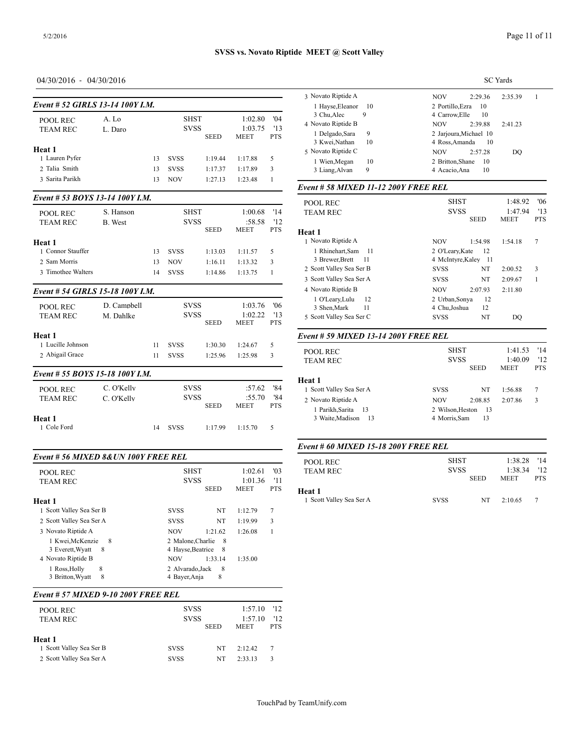**SVSS vs. Novato Riptide MEET @ Scott Valley**

04/30/2016 - 04/30/2016

SC Yards

### Event # 52 GIRLS 13-14 100Y I.M.

| | | | | | | |
|---|---|---|---|---|---|---|
| POOL REC | A. Lo | | SHST | | 1:02.80 | '04 |
| TEAM REC | L. Daro | | SVSS | | 1:03.75 | '13 |
| | | | | SEED | MEET | PTS |
| **Heat 1** | | | | | | |
| 1 Lauren Pyfer | | 13 | SVSS | 1:19.44 | 1:17.88 | 5 |
| 2 Talia Smith | | 13 | SVSS | 1:17.37 | 1:17.89 | 3 |
| 3 Sarita Parikh | | 13 | NOV | 1:27.13 | 1:23.48 | 1 |

### Event # 53 BOYS 13-14 100Y I.M.

| | | | | | | |
|---|---|---|---|---|---|---|
| POOL REC | S. Hanson | | SHST | | 1:00.68 | '14 |
| TEAM REC | B. West | | SVSS | | :58.58 | '12 |
| | | | | SEED | MEET | PTS |
| **Heat 1** | | | | | | |
| 1 Connor Stauffer | | 13 | SVSS | 1:13.03 | 1:11.57 | 5 |
| 2 Sam Morris | | 13 | NOV | 1:16.11 | 1:13.32 | 3 |
| 3 Timothee Walters | | 14 | SVSS | 1:14.86 | 1:13.75 | 1 |

### Event # 54 GIRLS 15-18 100Y I.M.

| | | | | | | |
|---|---|---|---|---|---|---|
| POOL REC | D. Campbell | | SVSS | | 1:03.76 | '06 |
| TEAM REC | M. Dahlke | | SVSS | | 1:02.22 | '13 |
| | | | | SEED | MEET | PTS |
| **Heat 1** | | | | | | |
| 1 Lucille Johnson | | 11 | SVSS | 1:30.30 | 1:24.67 | 5 |
| 2 Abigail Grace | | 11 | SVSS | 1:25.96 | 1:25.98 | 3 |

### Event # 55 BOYS 15-18 100Y I.M.

| | | | | | | |
|---|---|---|---|---|---|---|
| POOL REC | C. O'Kelly | | SVSS | | :57.62 | '84 |
| TEAM REC | C. O'Kelly | | SVSS | | :55.70 | '84 |
| | | | | SEED | MEET | PTS |
| **Heat 1** | | | | | | |
| 1 Cole Ford | | 14 | SVSS | 1:17.99 | 1:15.70 | 5 |

### Event # 56 MIXED 8&UN 100Y FREE REL

| | | | | | |
|---|---|---|---|---|---|
| POOL REC | | SHST | | 1:02.61 | '03 |
| TEAM REC | | SVSS | | 1:01.36 | '11 |
| | | | SEED | MEET | PTS |
| **Heat 1** | | | | | |
| 1 Scott Valley Sea Ser B | | SVSS | NT | 1:12.79 | 7 |
| 2 Scott Valley Sea Ser A | | SVSS | NT | 1:19.99 | 3 |
| 3 Novato Riptide A | | NOV | 1:21.62 | 1:26.08 | 1 |
| 1 Kwei,McKenzie 8 | 3 Everett,Wyatt 8 | 2 Malone,Charlie 8 | 4 Hayse,Beatrice 8 | | |
| 4 Novato Riptide B | | NOV | 1:33.14 | 1:35.00 | |
| 1 Ross,Holly 8 | 3 Britton,Wyatt 8 | 2 Alvarado,Jack 8 | 4 Bayer,Anja 8 | | |

### Event # 57 MIXED 9-10 200Y FREE REL

| | | | | | |
|---|---|---|---|---|---|
| POOL REC | | SVSS | | 1:57.10 | '12 |
| TEAM REC | | SVSS | | 1:57.10 | '12 |
| | | | SEED | MEET | PTS |
| **Heat 1** | | | | | |
| 1 Scott Valley Sea Ser B | | SVSS | NT | 2:12.42 | 7 |
| 2 Scott Valley Sea Ser A | | SVSS | NT | 2:33.13 | 3 |
| 3 Novato Riptide A | | NOV | 2:29.36 | 2:35.39 | 1 |
| 1 Hayse,Eleanor 10 | 3 Chu,Alec 9 | 2 Portillo,Ezra 10 | 4 Carrow,Elle 10 | | |
| 4 Novato Riptide B | | NOV | 2:39.88 | 2:41.23 | |
| 1 Delgado,Sara 9 | 3 Kwei,Nathan 10 | 2 Jarjoura,Michael 10 | 4 Ross,Amanda 10 | | |
| 5 Novato Riptide C | | NOV | 2:57.28 | DQ | |
| 1 Wien,Megan 10 | 3 Liang,Alvan 9 | 2 Britton,Shane 10 | 4 Acacio,Ana 10 | | |

### Event # 58 MIXED 11-12 200Y FREE REL

| | | | | | |
|---|---|---|---|---|---|
| POOL REC | | SHST | | 1:48.92 | '06 |
| TEAM REC | | SVSS | | 1:47.94 | '13 |
| | | | SEED | MEET | PTS |
| **Heat 1** | | | | | |
| 1 Novato Riptide A | | NOV | 1:54.98 | 1:54.18 | 7 |
| 1 Rhinehart,Sam 11 | 3 Brewer,Brett 11 | 2 O'Leary,Kate 12 | 4 McIntyre,Kaley 11 | | |
| 2 Scott Valley Sea Ser B | | SVSS | NT | 2:00.52 | 3 |
| 3 Scott Valley Sea Ser A | | SVSS | NT | 2:09.67 | 1 |
| 4 Novato Riptide B | | NOV | 2:07.93 | 2:11.80 | |
| 1 O'Leary,Lulu 12 | 3 Shen,Mark 11 | 2 Urban,Sonya 12 | 4 Chu,Joshua 12 | | |
| 5 Scott Valley Sea Ser C | | SVSS | NT | DQ | |

### Event # 59 MIXED 13-14 200Y FREE REL

| | | | | | |
|---|---|---|---|---|---|
| POOL REC | | SHST | | 1:41.53 | '14 |
| TEAM REC | | SVSS | | 1:40.09 | '12 |
| | | | SEED | MEET | PTS |
| **Heat 1** | | | | | |
| 1 Scott Valley Sea Ser A | | SVSS | NT | 1:56.88 | 7 |
| 2 Novato Riptide A | | NOV | 2:08.85 | 2:07.86 | 3 |
| 1 Parikh,Sarita 13 | 3 Waite,Madison 13 | 2 Wilson,Heston 13 | 4 Morris,Sam 13 | | |

### Event # 60 MIXED 15-18 200Y FREE REL

| | | | | | |
|---|---|---|---|---|---|
| POOL REC | | SHST | | 1:38.28 | '14 |
| TEAM REC | | SVSS | | 1:38.34 | '12 |
| | | | SEED | MEET | PTS |
| **Heat 1** | | | | | |
| 1 Scott Valley Sea Ser A | | SVSS | NT | 2:10.65 | 7 |

TouchPad by TeamUnify.com